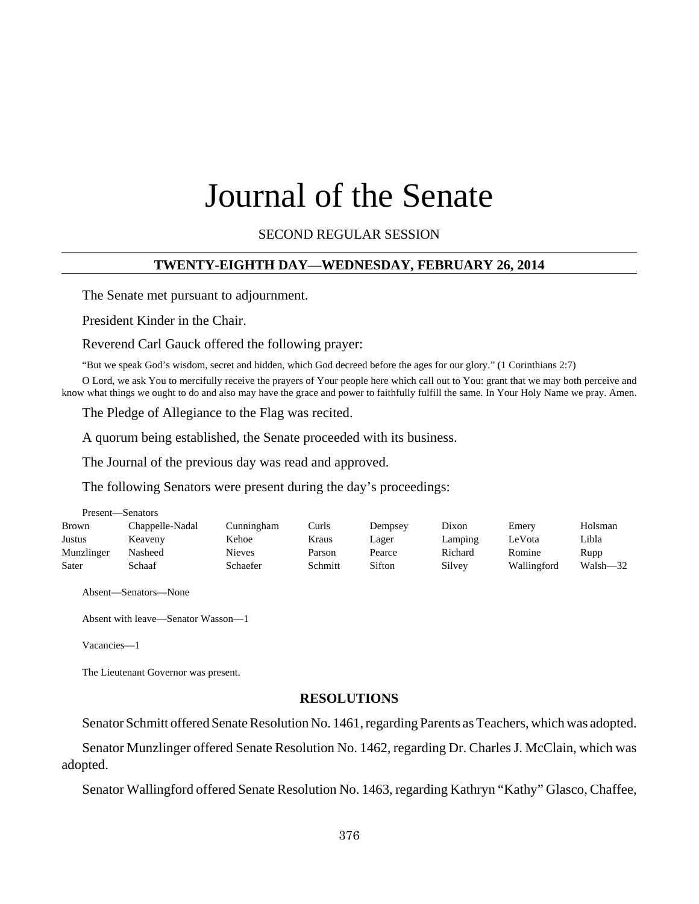# Journal of the Senate

SECOND REGULAR SESSION

## TWENTY-EIGHTH DAY—WEDNESDAY, FEBRUARY 26, 2014

The Senate met pursuant to adjournment.

President Kinder in the Chair.

Reverend Carl Gauck offered the following prayer:

"But we speak God's wisdom, secret and hidden, which God decreed before the ages for our glory." (1 Corinthians 2:7)

O Lord, we ask You to mercifully receive the prayers of Your people here which call out to You: grant that we may both perceive and know what things we ought to do and also may have the grace and power to faithfully fulfill the same. In Your Holy Name we pray. Amen.

The Pledge of Allegiance to the Flag was recited.

A quorum being established, the Senate proceeded with its business.

The Journal of the previous day was read and approved.

The following Senators were present during the day's proceedings:

Present—Senators

| | | | | | | | |
|---|---|---|---|---|---|---|---|
| Brown | Chappelle-Nadal | Cunningham | Curls | Dempsey | Dixon | Emery | Holsman |
| Justus | Keaveny | Kehoe | Kraus | Lager | Lamping | LeVota | Libla |
| Munzlinger | Nasheed | Nieves | Parson | Pearce | Richard | Romine | Rupp |
| Sater | Schaaf | Schaefer | Schmitt | Sifton | Silvey | Wallingford | Walsh—32 |

Absent—Senators—None

Absent with leave—Senator Wasson—1

Vacancies—1

The Lieutenant Governor was present.

## RESOLUTIONS

Senator Schmitt offered Senate Resolution No. 1461, regarding Parents as Teachers, which was adopted.

Senator Munzlinger offered Senate Resolution No. 1462, regarding Dr. Charles J. McClain, which was adopted.

Senator Wallingford offered Senate Resolution No. 1463, regarding Kathryn "Kathy" Glasco, Chaffee,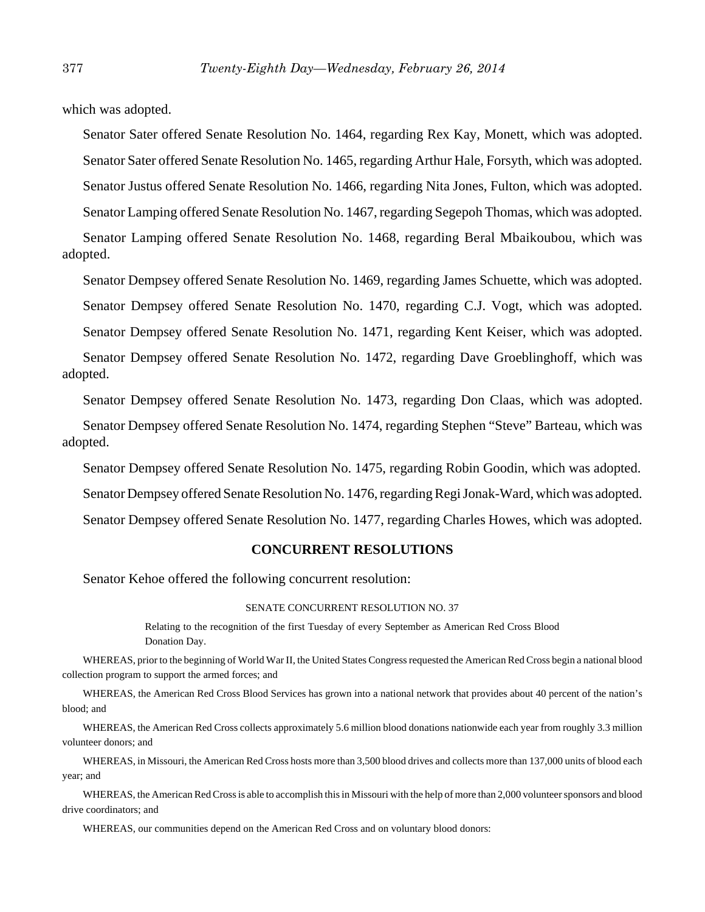which was adopted.

Senator Sater offered Senate Resolution No. 1464, regarding Rex Kay, Monett, which was adopted.

Senator Sater offered Senate Resolution No. 1465, regarding Arthur Hale, Forsyth, which was adopted.

Senator Justus offered Senate Resolution No. 1466, regarding Nita Jones, Fulton, which was adopted.

Senator Lamping offered Senate Resolution No. 1467, regarding Segepoh Thomas, which was adopted.

Senator Lamping offered Senate Resolution No. 1468, regarding Beral Mbaikoubou, which was adopted.

Senator Dempsey offered Senate Resolution No. 1469, regarding James Schuette, which was adopted.

Senator Dempsey offered Senate Resolution No. 1470, regarding C.J. Vogt, which was adopted.

Senator Dempsey offered Senate Resolution No. 1471, regarding Kent Keiser, which was adopted.

Senator Dempsey offered Senate Resolution No. 1472, regarding Dave Groeblinghoff, which was adopted.

Senator Dempsey offered Senate Resolution No. 1473, regarding Don Claas, which was adopted.

Senator Dempsey offered Senate Resolution No. 1474, regarding Stephen "Steve" Barteau, which was adopted.

Senator Dempsey offered Senate Resolution No. 1475, regarding Robin Goodin, which was adopted.

Senator Dempsey offered Senate Resolution No. 1476, regarding Regi Jonak-Ward, which was adopted.

Senator Dempsey offered Senate Resolution No. 1477, regarding Charles Howes, which was adopted.

## CONCURRENT RESOLUTIONS

Senator Kehoe offered the following concurrent resolution:

SENATE CONCURRENT RESOLUTION NO. 37

Relating to the recognition of the first Tuesday of every September as American Red Cross Blood Donation Day.

WHEREAS, prior to the beginning of World War II, the United States Congress requested the American Red Cross begin a national blood collection program to support the armed forces; and

WHEREAS, the American Red Cross Blood Services has grown into a national network that provides about 40 percent of the nation's blood; and

WHEREAS, the American Red Cross collects approximately 5.6 million blood donations nationwide each year from roughly 3.3 million volunteer donors; and

WHEREAS, in Missouri, the American Red Cross hosts more than 3,500 blood drives and collects more than 137,000 units of blood each year; and

WHEREAS, the American Red Cross is able to accomplish this in Missouri with the help of more than 2,000 volunteer sponsors and blood drive coordinators; and

WHEREAS, our communities depend on the American Red Cross and on voluntary blood donors: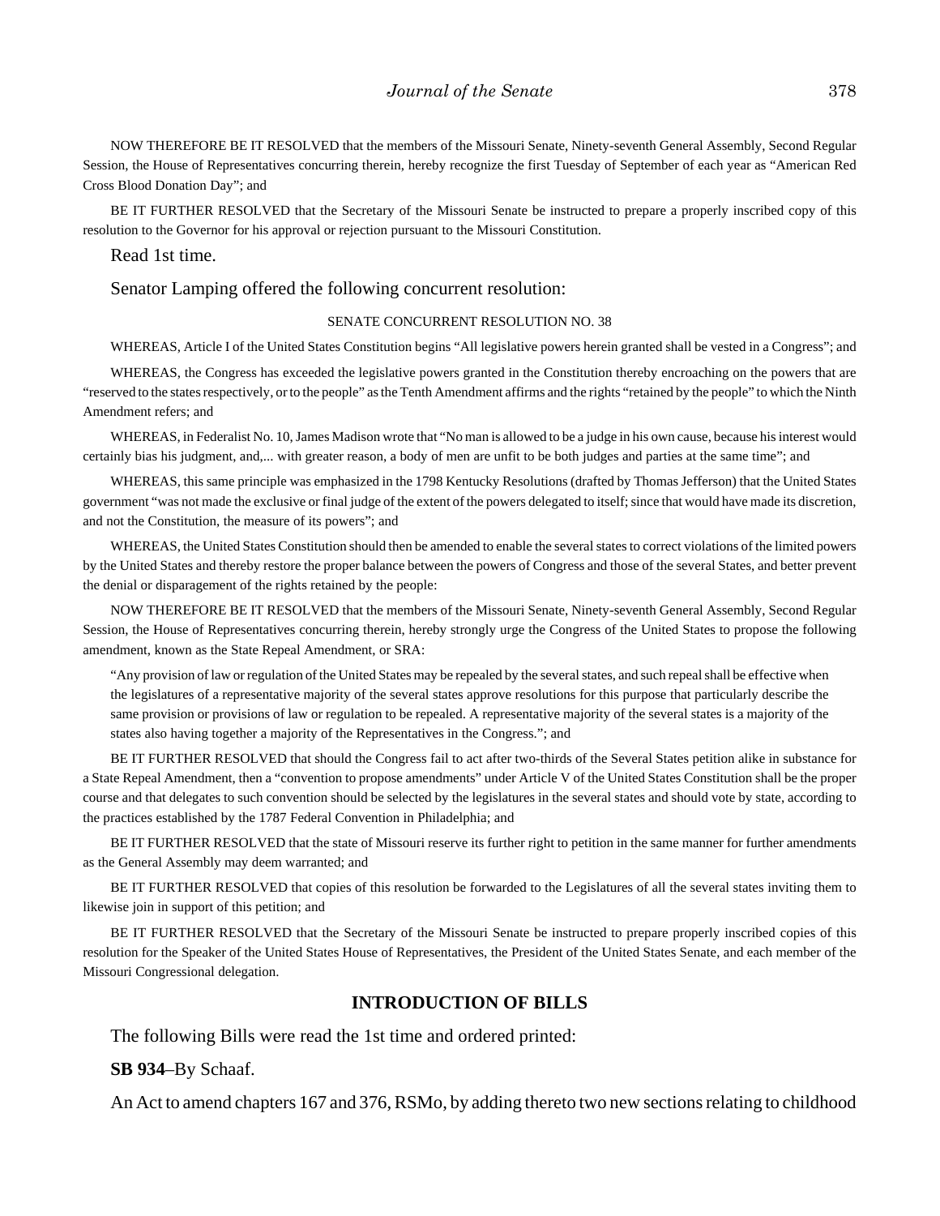NOW THEREFORE BE IT RESOLVED that the members of the Missouri Senate, Ninety-seventh General Assembly, Second Regular Session, the House of Representatives concurring therein, hereby recognize the first Tuesday of September of each year as "American Red Cross Blood Donation Day"; and

BE IT FURTHER RESOLVED that the Secretary of the Missouri Senate be instructed to prepare a properly inscribed copy of this resolution to the Governor for his approval or rejection pursuant to the Missouri Constitution.

Read 1st time.

Senator Lamping offered the following concurrent resolution:

SENATE CONCURRENT RESOLUTION NO. 38

WHEREAS, Article I of the United States Constitution begins "All legislative powers herein granted shall be vested in a Congress"; and

WHEREAS, the Congress has exceeded the legislative powers granted in the Constitution thereby encroaching on the powers that are "reserved to the states respectively, or to the people" as the Tenth Amendment affirms and the rights "retained by the people" to which the Ninth Amendment refers; and

WHEREAS, in Federalist No. 10, James Madison wrote that "No man is allowed to be a judge in his own cause, because his interest would certainly bias his judgment, and,... with greater reason, a body of men are unfit to be both judges and parties at the same time"; and

WHEREAS, this same principle was emphasized in the 1798 Kentucky Resolutions (drafted by Thomas Jefferson) that the United States government "was not made the exclusive or final judge of the extent of the powers delegated to itself; since that would have made its discretion, and not the Constitution, the measure of its powers"; and

WHEREAS, the United States Constitution should then be amended to enable the several states to correct violations of the limited powers by the United States and thereby restore the proper balance between the powers of Congress and those of the several States, and better prevent the denial or disparagement of the rights retained by the people:

NOW THEREFORE BE IT RESOLVED that the members of the Missouri Senate, Ninety-seventh General Assembly, Second Regular Session, the House of Representatives concurring therein, hereby strongly urge the Congress of the United States to propose the following amendment, known as the State Repeal Amendment, or SRA:

> "Any provision of law or regulation of the United States may be repealed by the several states, and such repeal shall be effective when the legislatures of a representative majority of the several states approve resolutions for this purpose that particularly describe the same provision or provisions of law or regulation to be repealed. A representative majority of the several states is a majority of the states also having together a majority of the Representatives in the Congress."; and

BE IT FURTHER RESOLVED that should the Congress fail to act after two-thirds of the Several States petition alike in substance for a State Repeal Amendment, then a "convention to propose amendments" under Article V of the United States Constitution shall be the proper course and that delegates to such convention should be selected by the legislatures in the several states and should vote by state, according to the practices established by the 1787 Federal Convention in Philadelphia; and

BE IT FURTHER RESOLVED that the state of Missouri reserve its further right to petition in the same manner for further amendments as the General Assembly may deem warranted; and

BE IT FURTHER RESOLVED that copies of this resolution be forwarded to the Legislatures of all the several states inviting them to likewise join in support of this petition; and

BE IT FURTHER RESOLVED that the Secretary of the Missouri Senate be instructed to prepare properly inscribed copies of this resolution for the Speaker of the United States House of Representatives, the President of the United States Senate, and each member of the Missouri Congressional delegation.

## INTRODUCTION OF BILLS

The following Bills were read the 1st time and ordered printed:

**SB 934**–By Schaaf.

An Act to amend chapters 167 and 376, RSMo, by adding thereto two new sections relating to childhood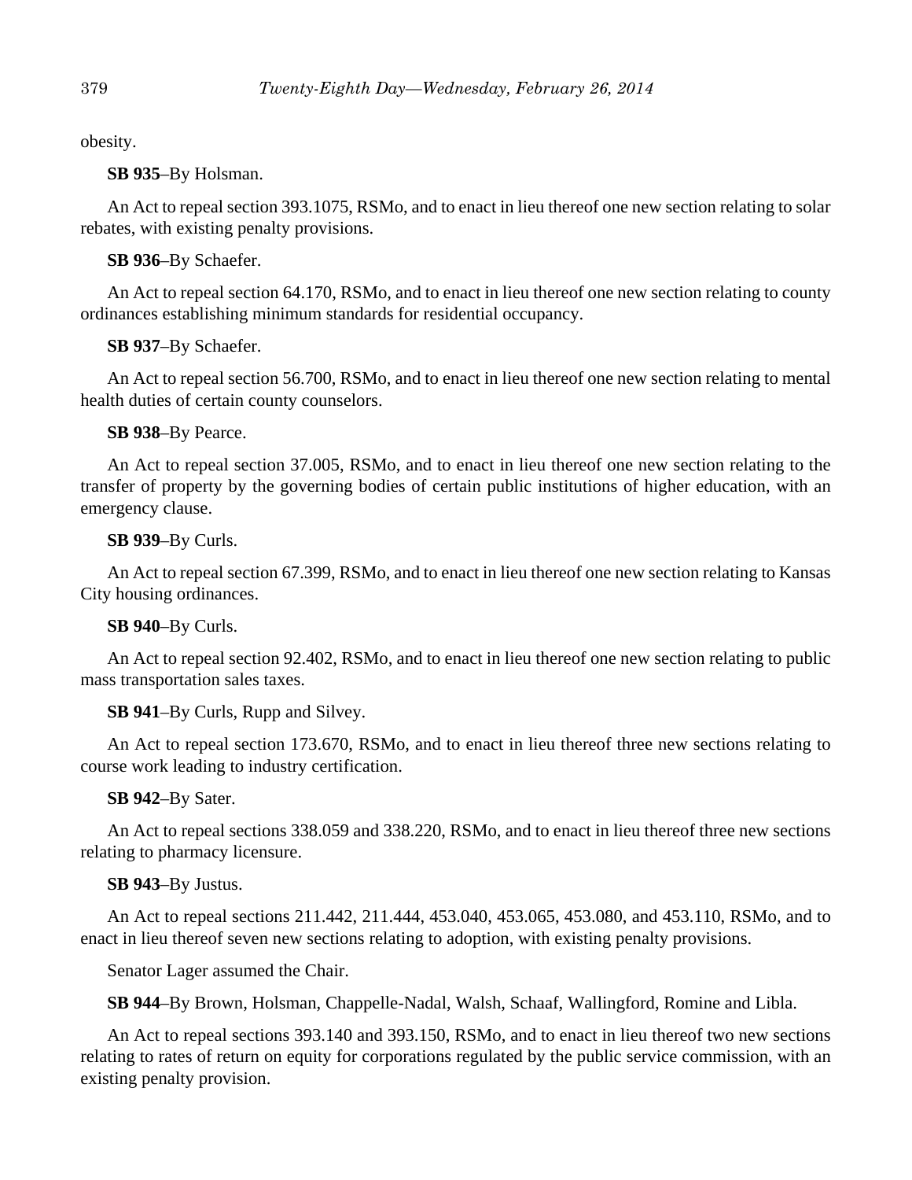obesity.

**SB 935**–By Holsman.

An Act to repeal section 393.1075, RSMo, and to enact in lieu thereof one new section relating to solar rebates, with existing penalty provisions.

**SB 936**–By Schaefer.

An Act to repeal section 64.170, RSMo, and to enact in lieu thereof one new section relating to county ordinances establishing minimum standards for residential occupancy.

**SB 937**–By Schaefer.

An Act to repeal section 56.700, RSMo, and to enact in lieu thereof one new section relating to mental health duties of certain county counselors.

**SB 938**–By Pearce.

An Act to repeal section 37.005, RSMo, and to enact in lieu thereof one new section relating to the transfer of property by the governing bodies of certain public institutions of higher education, with an emergency clause.

**SB 939**–By Curls.

An Act to repeal section 67.399, RSMo, and to enact in lieu thereof one new section relating to Kansas City housing ordinances.

**SB 940**–By Curls.

An Act to repeal section 92.402, RSMo, and to enact in lieu thereof one new section relating to public mass transportation sales taxes.

**SB 941**–By Curls, Rupp and Silvey.

An Act to repeal section 173.670, RSMo, and to enact in lieu thereof three new sections relating to course work leading to industry certification.

**SB 942**–By Sater.

An Act to repeal sections 338.059 and 338.220, RSMo, and to enact in lieu thereof three new sections relating to pharmacy licensure.

**SB 943**–By Justus.

An Act to repeal sections 211.442, 211.444, 453.040, 453.065, 453.080, and 453.110, RSMo, and to enact in lieu thereof seven new sections relating to adoption, with existing penalty provisions.

Senator Lager assumed the Chair.

**SB 944**–By Brown, Holsman, Chappelle-Nadal, Walsh, Schaaf, Wallingford, Romine and Libla.

An Act to repeal sections 393.140 and 393.150, RSMo, and to enact in lieu thereof two new sections relating to rates of return on equity for corporations regulated by the public service commission, with an existing penalty provision.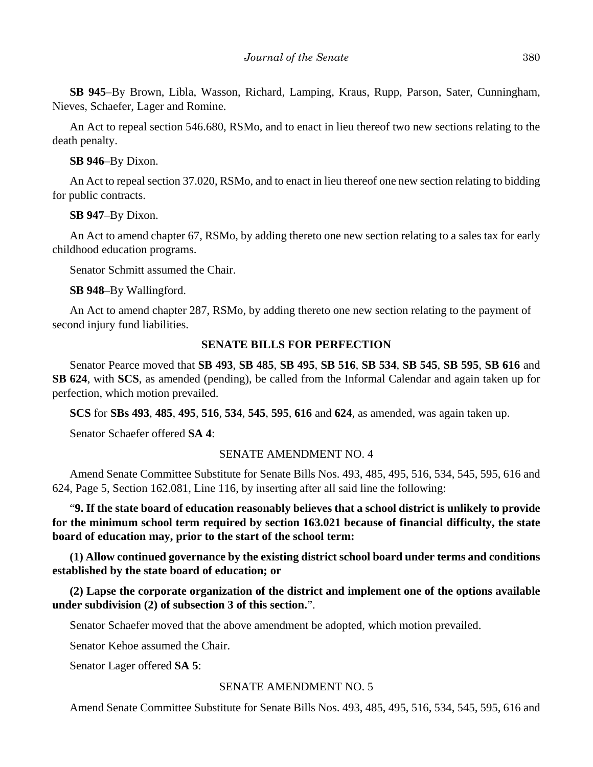**SB 945**–By Brown, Libla, Wasson, Richard, Lamping, Kraus, Rupp, Parson, Sater, Cunningham, Nieves, Schaefer, Lager and Romine.

An Act to repeal section 546.680, RSMo, and to enact in lieu thereof two new sections relating to the death penalty.

**SB 946**–By Dixon.

An Act to repeal section 37.020, RSMo, and to enact in lieu thereof one new section relating to bidding for public contracts.

**SB 947**–By Dixon.

An Act to amend chapter 67, RSMo, by adding thereto one new section relating to a sales tax for early childhood education programs.

Senator Schmitt assumed the Chair.

**SB 948**–By Wallingford.

An Act to amend chapter 287, RSMo, by adding thereto one new section relating to the payment of second injury fund liabilities.

## SENATE BILLS FOR PERFECTION

Senator Pearce moved that **SB 493**, **SB 485**, **SB 495**, **SB 516**, **SB 534**, **SB 545**, **SB 595**, **SB 616** and **SB 624**, with **SCS**, as amended (pending), be called from the Informal Calendar and again taken up for perfection, which motion prevailed.

**SCS** for **SBs 493**, **485**, **495**, **516**, **534**, **545**, **595**, **616** and **624**, as amended, was again taken up.

Senator Schaefer offered **SA 4**:

SENATE AMENDMENT NO. 4

Amend Senate Committee Substitute for Senate Bills Nos. 493, 485, 495, 516, 534, 545, 595, 616 and 624, Page 5, Section 162.081, Line 116, by inserting after all said line the following:

"**9. If the state board of education reasonably believes that a school district is unlikely to provide for the minimum school term required by section 163.021 because of financial difficulty, the state board of education may, prior to the start of the school term:**

**(1) Allow continued governance by the existing district school board under terms and conditions established by the state board of education; or**

**(2) Lapse the corporate organization of the district and implement one of the options available under subdivision (2) of subsection 3 of this section.**".

Senator Schaefer moved that the above amendment be adopted, which motion prevailed.

Senator Kehoe assumed the Chair.

Senator Lager offered **SA 5**:

SENATE AMENDMENT NO. 5

Amend Senate Committee Substitute for Senate Bills Nos. 493, 485, 495, 516, 534, 545, 595, 616 and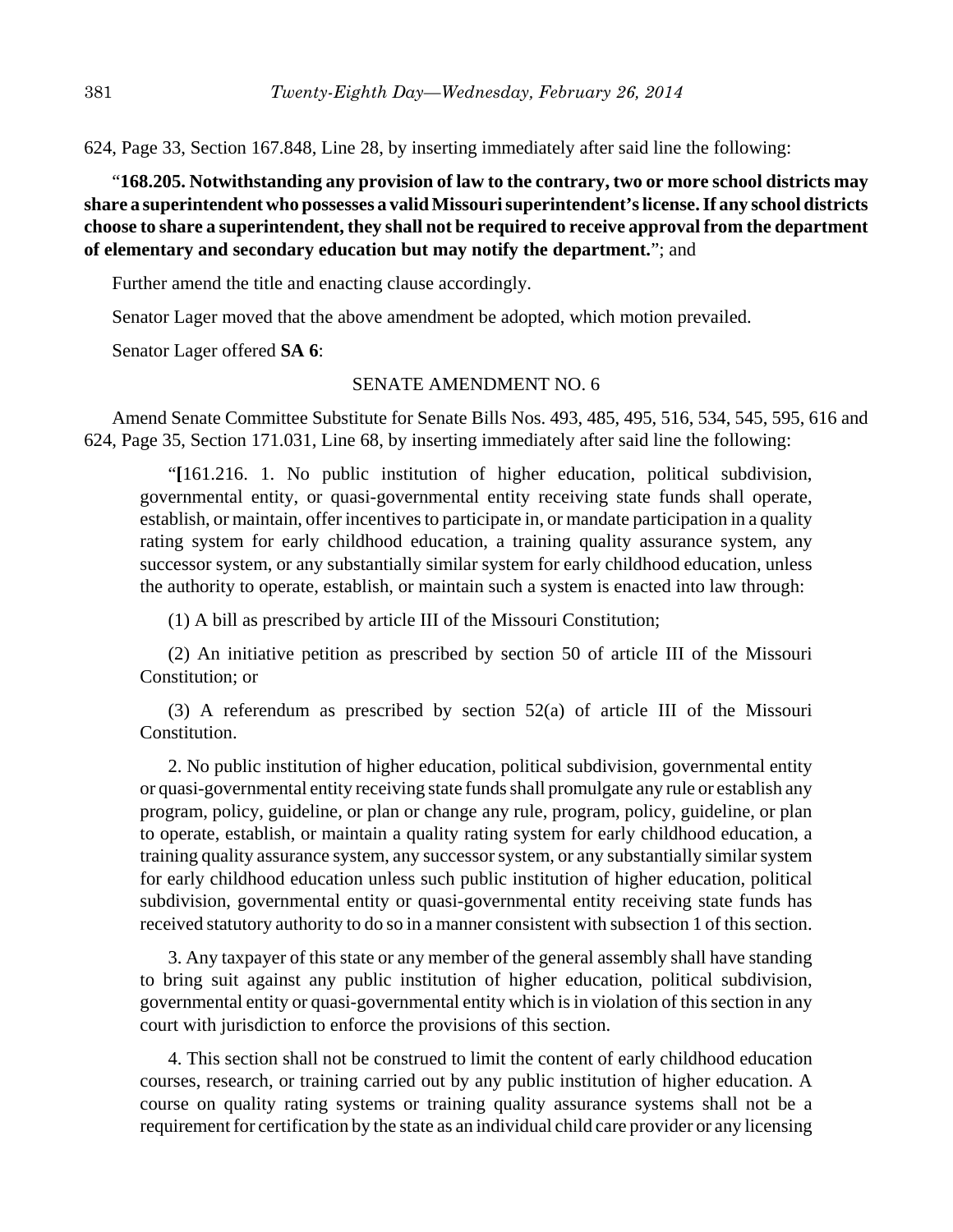624, Page 33, Section 167.848, Line 28, by inserting immediately after said line the following:

"**168.205. Notwithstanding any provision of law to the contrary, two or more school districts may share a superintendent who possesses a valid Missouri superintendent's license. If any school districts choose to share a superintendent, they shall not be required to receive approval from the department of elementary and secondary education but may notify the department.**"; and

Further amend the title and enacting clause accordingly.

Senator Lager moved that the above amendment be adopted, which motion prevailed.

Senator Lager offered **SA 6**:

SENATE AMENDMENT NO. 6

Amend Senate Committee Substitute for Senate Bills Nos. 493, 485, 495, 516, 534, 545, 595, 616 and 624, Page 35, Section 171.031, Line 68, by inserting immediately after said line the following:

"**[**161.216. 1. No public institution of higher education, political subdivision, governmental entity, or quasi-governmental entity receiving state funds shall operate, establish, or maintain, offer incentives to participate in, or mandate participation in a quality rating system for early childhood education, a training quality assurance system, any successor system, or any substantially similar system for early childhood education, unless the authority to operate, establish, or maintain such a system is enacted into law through:

(1) A bill as prescribed by article III of the Missouri Constitution;

(2) An initiative petition as prescribed by section 50 of article III of the Missouri Constitution; or

(3) A referendum as prescribed by section 52(a) of article III of the Missouri Constitution.

2. No public institution of higher education, political subdivision, governmental entity or quasi-governmental entity receiving state funds shall promulgate any rule or establish any program, policy, guideline, or plan or change any rule, program, policy, guideline, or plan to operate, establish, or maintain a quality rating system for early childhood education, a training quality assurance system, any successor system, or any substantially similar system for early childhood education unless such public institution of higher education, political subdivision, governmental entity or quasi-governmental entity receiving state funds has received statutory authority to do so in a manner consistent with subsection 1 of this section.

3. Any taxpayer of this state or any member of the general assembly shall have standing to bring suit against any public institution of higher education, political subdivision, governmental entity or quasi-governmental entity which is in violation of this section in any court with jurisdiction to enforce the provisions of this section.

4. This section shall not be construed to limit the content of early childhood education courses, research, or training carried out by any public institution of higher education. A course on quality rating systems or training quality assurance systems shall not be a requirement for certification by the state as an individual child care provider or any licensing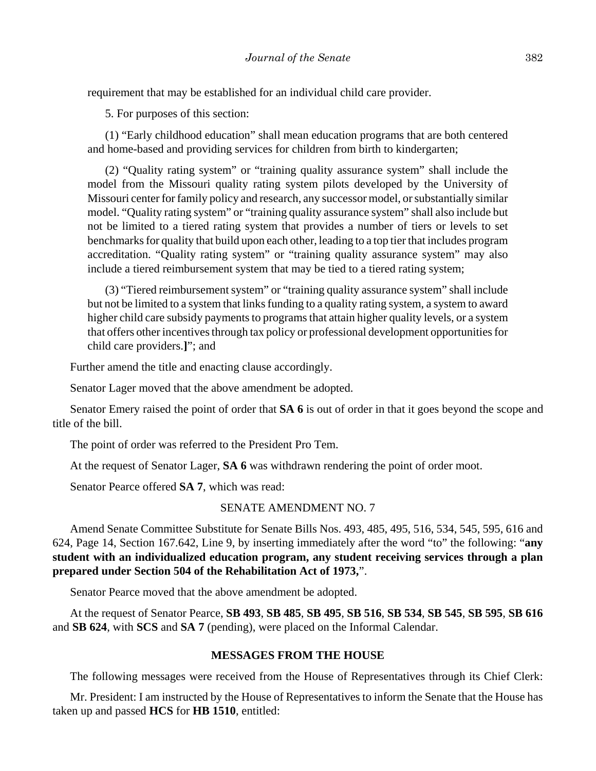requirement that may be established for an individual child care provider.

5. For purposes of this section:

(1) "Early childhood education" shall mean education programs that are both centered and home-based and providing services for children from birth to kindergarten;

(2) "Quality rating system" or "training quality assurance system" shall include the model from the Missouri quality rating system pilots developed by the University of Missouri center for family policy and research, any successor model, or substantially similar model. "Quality rating system" or "training quality assurance system" shall also include but not be limited to a tiered rating system that provides a number of tiers or levels to set benchmarks for quality that build upon each other, leading to a top tier that includes program accreditation. "Quality rating system" or "training quality assurance system" may also include a tiered reimbursement system that may be tied to a tiered rating system;

(3) "Tiered reimbursement system" or "training quality assurance system" shall include but not be limited to a system that links funding to a quality rating system, a system to award higher child care subsidy payments to programs that attain higher quality levels, or a system that offers other incentives through tax policy or professional development opportunities for child care providers.**]**"; and

Further amend the title and enacting clause accordingly.

Senator Lager moved that the above amendment be adopted.

Senator Emery raised the point of order that **SA 6** is out of order in that it goes beyond the scope and title of the bill.

The point of order was referred to the President Pro Tem.

At the request of Senator Lager, **SA 6** was withdrawn rendering the point of order moot.

Senator Pearce offered **SA 7**, which was read:

SENATE AMENDMENT NO. 7

Amend Senate Committee Substitute for Senate Bills Nos. 493, 485, 495, 516, 534, 545, 595, 616 and 624, Page 14, Section 167.642, Line 9, by inserting immediately after the word "to" the following: "**any student with an individualized education program, any student receiving services through a plan prepared under Section 504 of the Rehabilitation Act of 1973,**".

Senator Pearce moved that the above amendment be adopted.

At the request of Senator Pearce, **SB 493**, **SB 485**, **SB 495**, **SB 516**, **SB 534**, **SB 545**, **SB 595**, **SB 616** and **SB 624**, with **SCS** and **SA 7** (pending), were placed on the Informal Calendar.

**MESSAGES FROM THE HOUSE**

The following messages were received from the House of Representatives through its Chief Clerk:

Mr. President: I am instructed by the House of Representatives to inform the Senate that the House has taken up and passed **HCS** for **HB 1510**, entitled: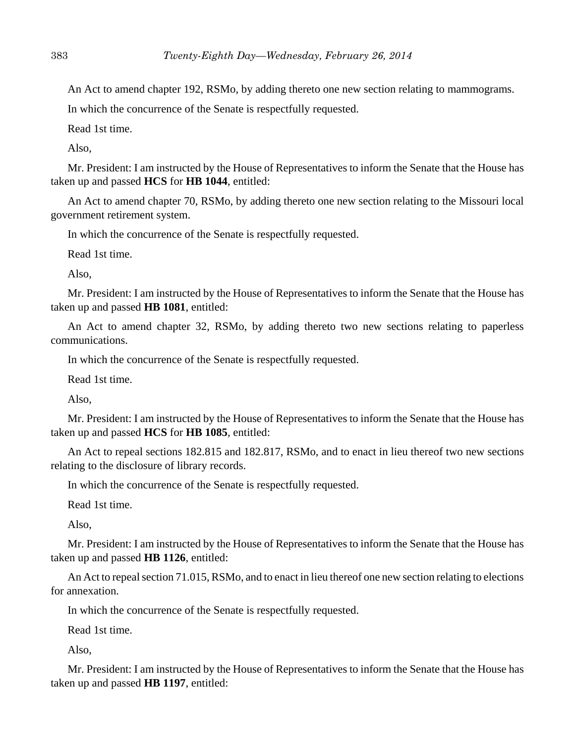An Act to amend chapter 192, RSMo, by adding thereto one new section relating to mammograms.

In which the concurrence of the Senate is respectfully requested.

Read 1st time.

Also,

Mr. President: I am instructed by the House of Representatives to inform the Senate that the House has taken up and passed **HCS** for **HB 1044**, entitled:

An Act to amend chapter 70, RSMo, by adding thereto one new section relating to the Missouri local government retirement system.

In which the concurrence of the Senate is respectfully requested.

Read 1st time.

Also,

Mr. President: I am instructed by the House of Representatives to inform the Senate that the House has taken up and passed **HB 1081**, entitled:

An Act to amend chapter 32, RSMo, by adding thereto two new sections relating to paperless communications.

In which the concurrence of the Senate is respectfully requested.

Read 1st time.

Also,

Mr. President: I am instructed by the House of Representatives to inform the Senate that the House has taken up and passed **HCS** for **HB 1085**, entitled:

An Act to repeal sections 182.815 and 182.817, RSMo, and to enact in lieu thereof two new sections relating to the disclosure of library records.

In which the concurrence of the Senate is respectfully requested.

Read 1st time.

Also,

Mr. President: I am instructed by the House of Representatives to inform the Senate that the House has taken up and passed **HB 1126**, entitled:

An Act to repeal section 71.015, RSMo, and to enact in lieu thereof one new section relating to elections for annexation.

In which the concurrence of the Senate is respectfully requested.

Read 1st time.

Also,

Mr. President: I am instructed by the House of Representatives to inform the Senate that the House has taken up and passed **HB 1197**, entitled: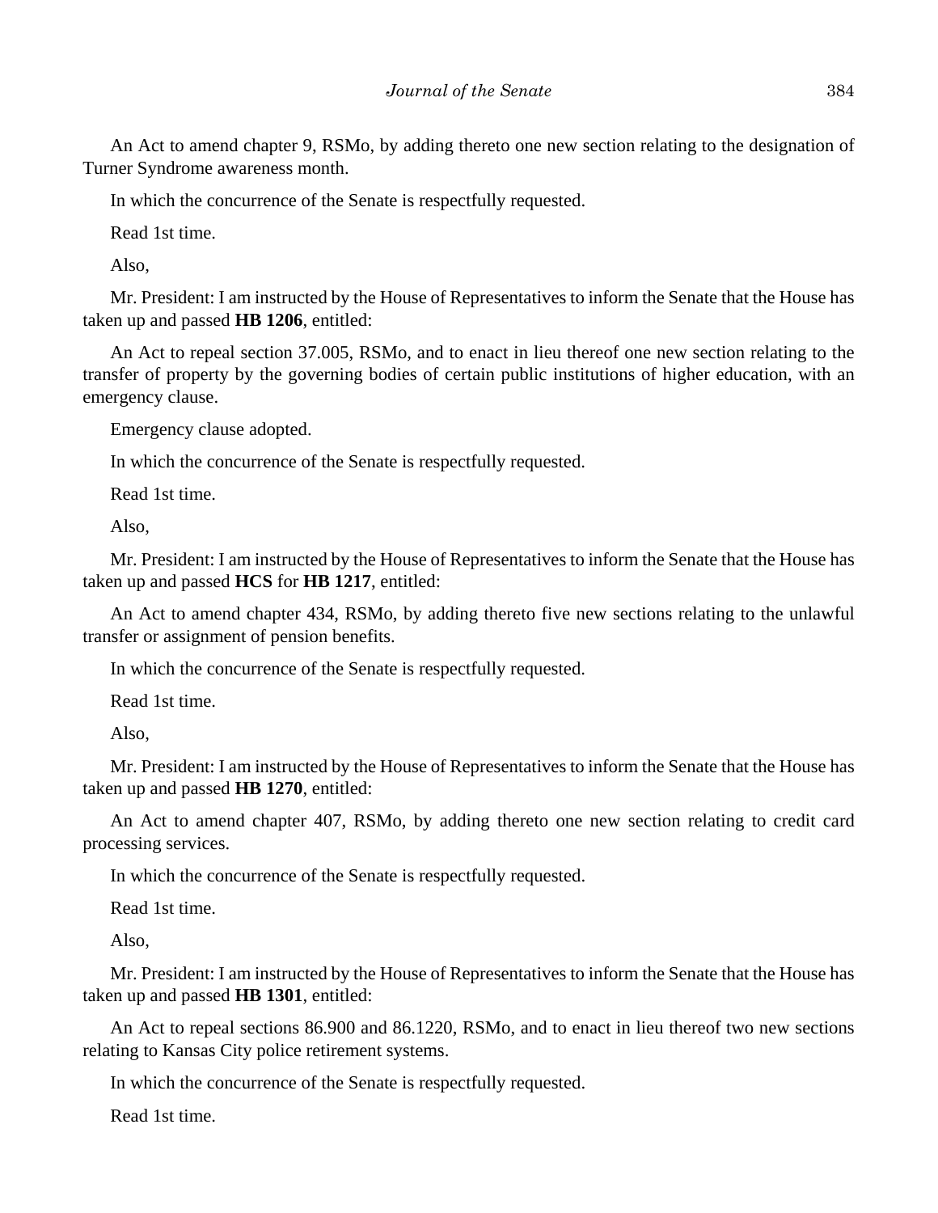An Act to amend chapter 9, RSMo, by adding thereto one new section relating to the designation of Turner Syndrome awareness month.

In which the concurrence of the Senate is respectfully requested.

Read 1st time.

Also,

Mr. President: I am instructed by the House of Representatives to inform the Senate that the House has taken up and passed **HB 1206**, entitled:

An Act to repeal section 37.005, RSMo, and to enact in lieu thereof one new section relating to the transfer of property by the governing bodies of certain public institutions of higher education, with an emergency clause.

Emergency clause adopted.

In which the concurrence of the Senate is respectfully requested.

Read 1st time.

Also,

Mr. President: I am instructed by the House of Representatives to inform the Senate that the House has taken up and passed **HCS** for **HB 1217**, entitled:

An Act to amend chapter 434, RSMo, by adding thereto five new sections relating to the unlawful transfer or assignment of pension benefits.

In which the concurrence of the Senate is respectfully requested.

Read 1st time.

Also,

Mr. President: I am instructed by the House of Representatives to inform the Senate that the House has taken up and passed **HB 1270**, entitled:

An Act to amend chapter 407, RSMo, by adding thereto one new section relating to credit card processing services.

In which the concurrence of the Senate is respectfully requested.

Read 1st time.

Also,

Mr. President: I am instructed by the House of Representatives to inform the Senate that the House has taken up and passed **HB 1301**, entitled:

An Act to repeal sections 86.900 and 86.1220, RSMo, and to enact in lieu thereof two new sections relating to Kansas City police retirement systems.

In which the concurrence of the Senate is respectfully requested.

Read 1st time.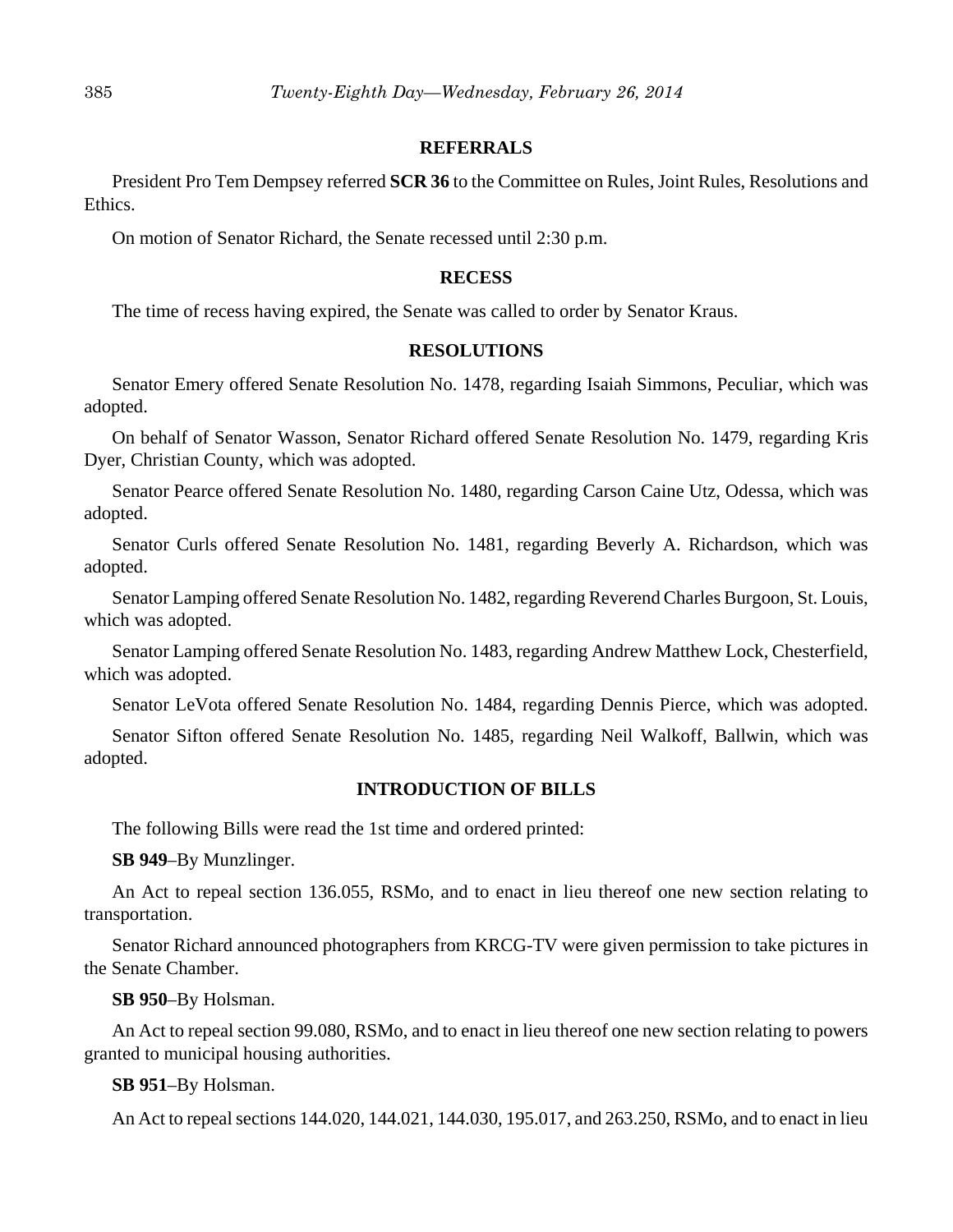## REFERRALS

President Pro Tem Dempsey referred **SCR 36** to the Committee on Rules, Joint Rules, Resolutions and Ethics.

On motion of Senator Richard, the Senate recessed until 2:30 p.m.

## RECESS

The time of recess having expired, the Senate was called to order by Senator Kraus.

## RESOLUTIONS

Senator Emery offered Senate Resolution No. 1478, regarding Isaiah Simmons, Peculiar, which was adopted.

On behalf of Senator Wasson, Senator Richard offered Senate Resolution No. 1479, regarding Kris Dyer, Christian County, which was adopted.

Senator Pearce offered Senate Resolution No. 1480, regarding Carson Caine Utz, Odessa, which was adopted.

Senator Curls offered Senate Resolution No. 1481, regarding Beverly A. Richardson, which was adopted.

Senator Lamping offered Senate Resolution No. 1482, regarding Reverend Charles Burgoon, St. Louis, which was adopted.

Senator Lamping offered Senate Resolution No. 1483, regarding Andrew Matthew Lock, Chesterfield, which was adopted.

Senator LeVota offered Senate Resolution No. 1484, regarding Dennis Pierce, which was adopted.

Senator Sifton offered Senate Resolution No. 1485, regarding Neil Walkoff, Ballwin, which was adopted.

## INTRODUCTION OF BILLS

The following Bills were read the 1st time and ordered printed:

**SB 949**–By Munzlinger.

An Act to repeal section 136.055, RSMo, and to enact in lieu thereof one new section relating to transportation.

Senator Richard announced photographers from KRCG-TV were given permission to take pictures in the Senate Chamber.

**SB 950**–By Holsman.

An Act to repeal section 99.080, RSMo, and to enact in lieu thereof one new section relating to powers granted to municipal housing authorities.

**SB 951**–By Holsman.

An Act to repeal sections 144.020, 144.021, 144.030, 195.017, and 263.250, RSMo, and to enact in lieu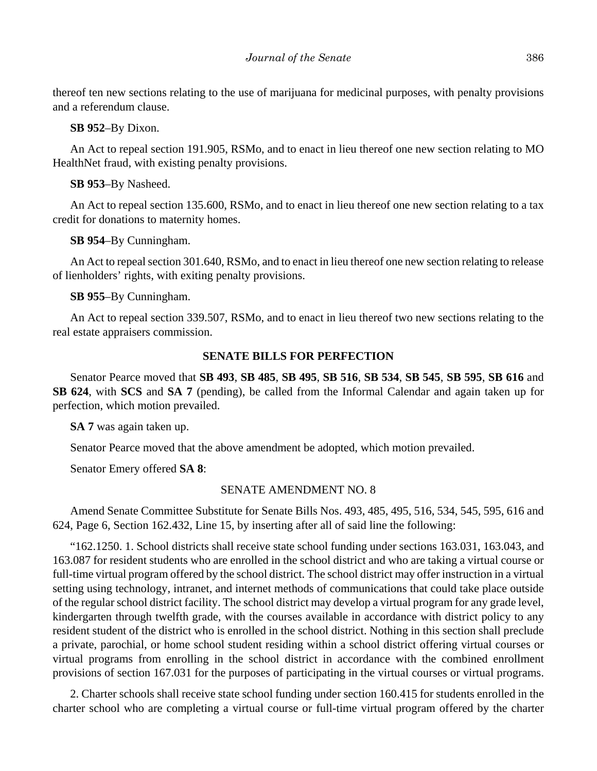thereof ten new sections relating to the use of marijuana for medicinal purposes, with penalty provisions and a referendum clause.

**SB 952**–By Dixon.

An Act to repeal section 191.905, RSMo, and to enact in lieu thereof one new section relating to MO HealthNet fraud, with existing penalty provisions.

**SB 953**–By Nasheed.

An Act to repeal section 135.600, RSMo, and to enact in lieu thereof one new section relating to a tax credit for donations to maternity homes.

**SB 954**–By Cunningham.

An Act to repeal section 301.640, RSMo, and to enact in lieu thereof one new section relating to release of lienholders' rights, with exiting penalty provisions.

**SB 955**–By Cunningham.

An Act to repeal section 339.507, RSMo, and to enact in lieu thereof two new sections relating to the real estate appraisers commission.

## SENATE BILLS FOR PERFECTION

Senator Pearce moved that **SB 493**, **SB 485**, **SB 495**, **SB 516**, **SB 534**, **SB 545**, **SB 595**, **SB 616** and **SB 624**, with **SCS** and **SA 7** (pending), be called from the Informal Calendar and again taken up for perfection, which motion prevailed.

**SA 7** was again taken up.

Senator Pearce moved that the above amendment be adopted, which motion prevailed.

Senator Emery offered **SA 8**:

SENATE AMENDMENT NO. 8

Amend Senate Committee Substitute for Senate Bills Nos. 493, 485, 495, 516, 534, 545, 595, 616 and 624, Page 6, Section 162.432, Line 15, by inserting after all of said line the following:

"162.1250. 1. School districts shall receive state school funding under sections 163.031, 163.043, and 163.087 for resident students who are enrolled in the school district and who are taking a virtual course or full-time virtual program offered by the school district. The school district may offer instruction in a virtual setting using technology, intranet, and internet methods of communications that could take place outside of the regular school district facility. The school district may develop a virtual program for any grade level, kindergarten through twelfth grade, with the courses available in accordance with district policy to any resident student of the district who is enrolled in the school district. Nothing in this section shall preclude a private, parochial, or home school student residing within a school district offering virtual courses or virtual programs from enrolling in the school district in accordance with the combined enrollment provisions of section 167.031 for the purposes of participating in the virtual courses or virtual programs.

2. Charter schools shall receive state school funding under section 160.415 for students enrolled in the charter school who are completing a virtual course or full-time virtual program offered by the charter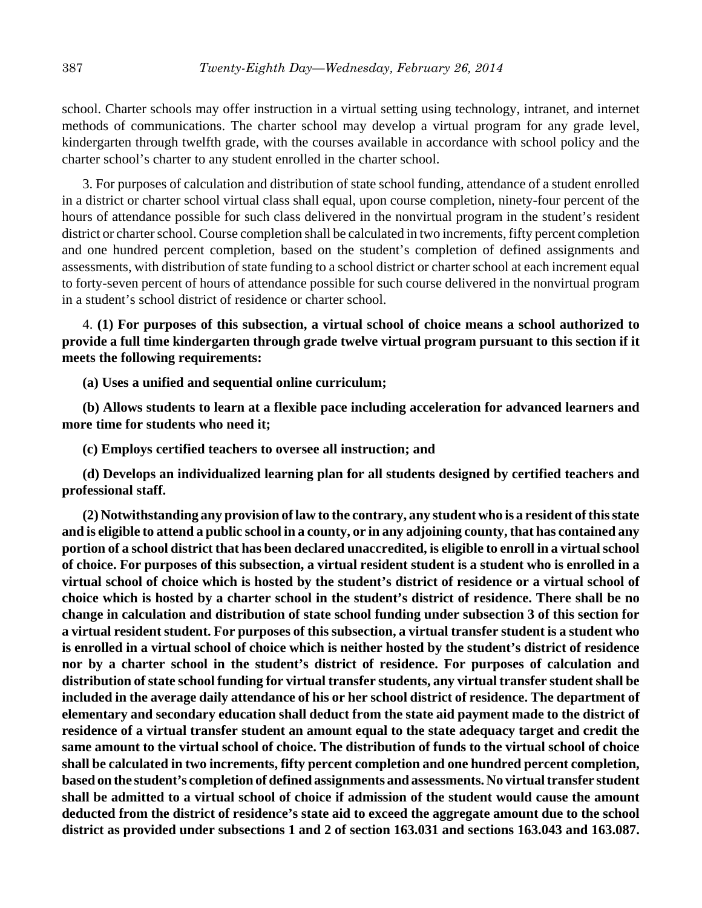school. Charter schools may offer instruction in a virtual setting using technology, intranet, and internet methods of communications. The charter school may develop a virtual program for any grade level, kindergarten through twelfth grade, with the courses available in accordance with school policy and the charter school's charter to any student enrolled in the charter school.

3. For purposes of calculation and distribution of state school funding, attendance of a student enrolled in a district or charter school virtual class shall equal, upon course completion, ninety-four percent of the hours of attendance possible for such class delivered in the nonvirtual program in the student's resident district or charter school. Course completion shall be calculated in two increments, fifty percent completion and one hundred percent completion, based on the student's completion of defined assignments and assessments, with distribution of state funding to a school district or charter school at each increment equal to forty-seven percent of hours of attendance possible for such course delivered in the nonvirtual program in a student's school district of residence or charter school.

4. **(1) For purposes of this subsection, a virtual school of choice means a school authorized to provide a full time kindergarten through grade twelve virtual program pursuant to this section if it meets the following requirements:**

**(a) Uses a unified and sequential online curriculum;**

**(b) Allows students to learn at a flexible pace including acceleration for advanced learners and more time for students who need it;**

**(c) Employs certified teachers to oversee all instruction; and**

**(d) Develops an individualized learning plan for all students designed by certified teachers and professional staff.**

**(2) Notwithstanding any provision of law to the contrary, any student who is a resident of this state and is eligible to attend a public school in a county, or in any adjoining county, that has contained any portion of a school district that has been declared unaccredited, is eligible to enroll in a virtual school of choice. For purposes of this subsection, a virtual resident student is a student who is enrolled in a virtual school of choice which is hosted by the student's district of residence or a virtual school of choice which is hosted by a charter school in the student's district of residence. There shall be no change in calculation and distribution of state school funding under subsection 3 of this section for a virtual resident student. For purposes of this subsection, a virtual transfer student is a student who is enrolled in a virtual school of choice which is neither hosted by the student's district of residence nor by a charter school in the student's district of residence. For purposes of calculation and distribution of state school funding for virtual transfer students, any virtual transfer student shall be included in the average daily attendance of his or her school district of residence. The department of elementary and secondary education shall deduct from the state aid payment made to the district of residence of a virtual transfer student an amount equal to the state adequacy target and credit the same amount to the virtual school of choice. The distribution of funds to the virtual school of choice shall be calculated in two increments, fifty percent completion and one hundred percent completion, based on the student's completion of defined assignments and assessments. No virtual transfer student shall be admitted to a virtual school of choice if admission of the student would cause the amount deducted from the district of residence's state aid to exceed the aggregate amount due to the school district as provided under subsections 1 and 2 of section 163.031 and sections 163.043 and 163.087.**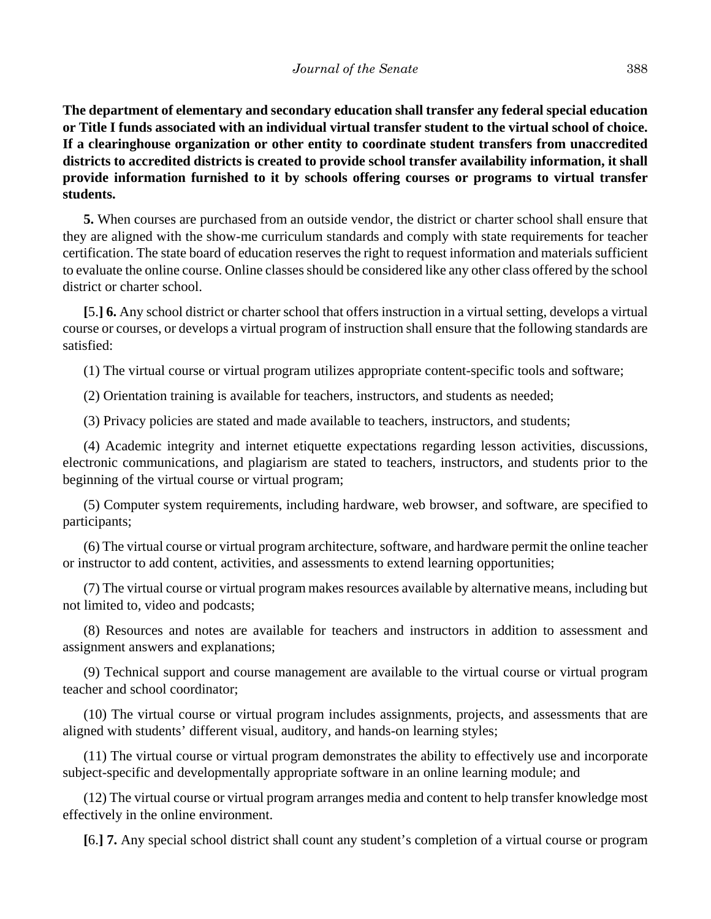**The department of elementary and secondary education shall transfer any federal special education or Title I funds associated with an individual virtual transfer student to the virtual school of choice. If a clearinghouse organization or other entity to coordinate student transfers from unaccredited districts to accredited districts is created to provide school transfer availability information, it shall provide information furnished to it by schools offering courses or programs to virtual transfer students.**

**5.** When courses are purchased from an outside vendor, the district or charter school shall ensure that they are aligned with the show-me curriculum standards and comply with state requirements for teacher certification. The state board of education reserves the right to request information and materials sufficient to evaluate the online course. Online classes should be considered like any other class offered by the school district or charter school.

**[**5.**] 6.** Any school district or charter school that offers instruction in a virtual setting, develops a virtual course or courses, or develops a virtual program of instruction shall ensure that the following standards are satisfied:

(1) The virtual course or virtual program utilizes appropriate content-specific tools and software;

(2) Orientation training is available for teachers, instructors, and students as needed;

(3) Privacy policies are stated and made available to teachers, instructors, and students;

(4) Academic integrity and internet etiquette expectations regarding lesson activities, discussions, electronic communications, and plagiarism are stated to teachers, instructors, and students prior to the beginning of the virtual course or virtual program;

(5) Computer system requirements, including hardware, web browser, and software, are specified to participants;

(6) The virtual course or virtual program architecture, software, and hardware permit the online teacher or instructor to add content, activities, and assessments to extend learning opportunities;

(7) The virtual course or virtual program makes resources available by alternative means, including but not limited to, video and podcasts;

(8) Resources and notes are available for teachers and instructors in addition to assessment and assignment answers and explanations;

(9) Technical support and course management are available to the virtual course or virtual program teacher and school coordinator;

(10) The virtual course or virtual program includes assignments, projects, and assessments that are aligned with students' different visual, auditory, and hands-on learning styles;

(11) The virtual course or virtual program demonstrates the ability to effectively use and incorporate subject-specific and developmentally appropriate software in an online learning module; and

(12) The virtual course or virtual program arranges media and content to help transfer knowledge most effectively in the online environment.

**[**6.**] 7.** Any special school district shall count any student's completion of a virtual course or program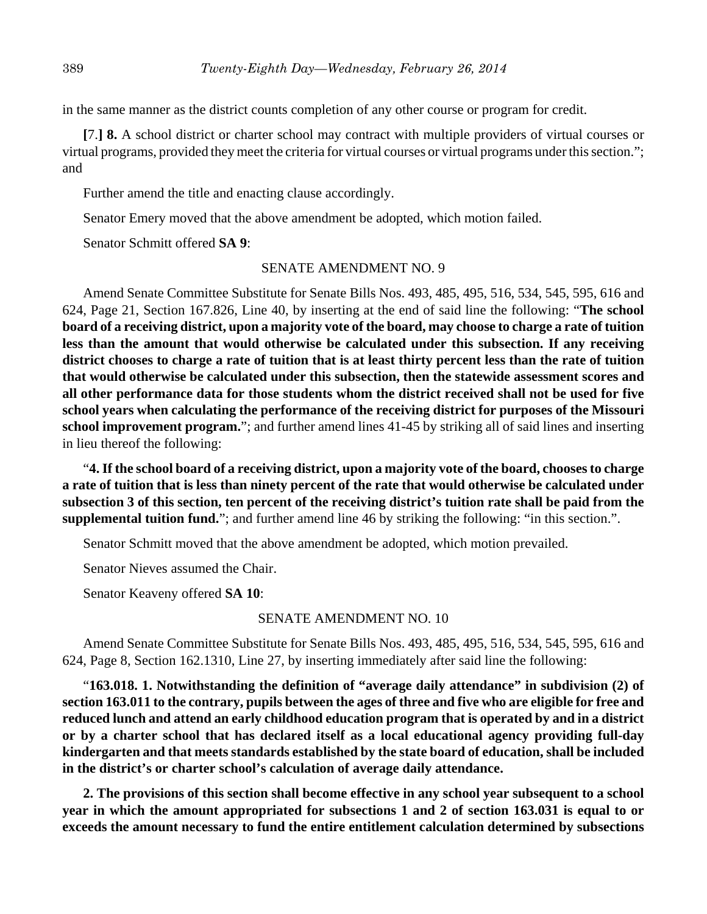in the same manner as the district counts completion of any other course or program for credit.

**[**7.**] 8.** A school district or charter school may contract with multiple providers of virtual courses or virtual programs, provided they meet the criteria for virtual courses or virtual programs under this section."; and

Further amend the title and enacting clause accordingly.

Senator Emery moved that the above amendment be adopted, which motion failed.

Senator Schmitt offered **SA 9**:

SENATE AMENDMENT NO. 9

Amend Senate Committee Substitute for Senate Bills Nos. 493, 485, 495, 516, 534, 545, 595, 616 and 624, Page 21, Section 167.826, Line 40, by inserting at the end of said line the following: "**The school board of a receiving district, upon a majority vote of the board, may choose to charge a rate of tuition less than the amount that would otherwise be calculated under this subsection. If any receiving district chooses to charge a rate of tuition that is at least thirty percent less than the rate of tuition that would otherwise be calculated under this subsection, then the statewide assessment scores and all other performance data for those students whom the district received shall not be used for five school years when calculating the performance of the receiving district for purposes of the Missouri school improvement program.**"; and further amend lines 41-45 by striking all of said lines and inserting in lieu thereof the following:

"**4. If the school board of a receiving district, upon a majority vote of the board, chooses to charge a rate of tuition that is less than ninety percent of the rate that would otherwise be calculated under subsection 3 of this section, ten percent of the receiving district's tuition rate shall be paid from the supplemental tuition fund.**"; and further amend line 46 by striking the following: "in this section.".

Senator Schmitt moved that the above amendment be adopted, which motion prevailed.

Senator Nieves assumed the Chair.

Senator Keaveny offered **SA 10**:

SENATE AMENDMENT NO. 10

Amend Senate Committee Substitute for Senate Bills Nos. 493, 485, 495, 516, 534, 545, 595, 616 and 624, Page 8, Section 162.1310, Line 27, by inserting immediately after said line the following:

"**163.018. 1. Notwithstanding the definition of "average daily attendance" in subdivision (2) of section 163.011 to the contrary, pupils between the ages of three and five who are eligible for free and reduced lunch and attend an early childhood education program that is operated by and in a district or by a charter school that has declared itself as a local educational agency providing full-day kindergarten and that meets standards established by the state board of education, shall be included in the district's or charter school's calculation of average daily attendance.**

**2. The provisions of this section shall become effective in any school year subsequent to a school year in which the amount appropriated for subsections 1 and 2 of section 163.031 is equal to or exceeds the amount necessary to fund the entire entitlement calculation determined by subsections**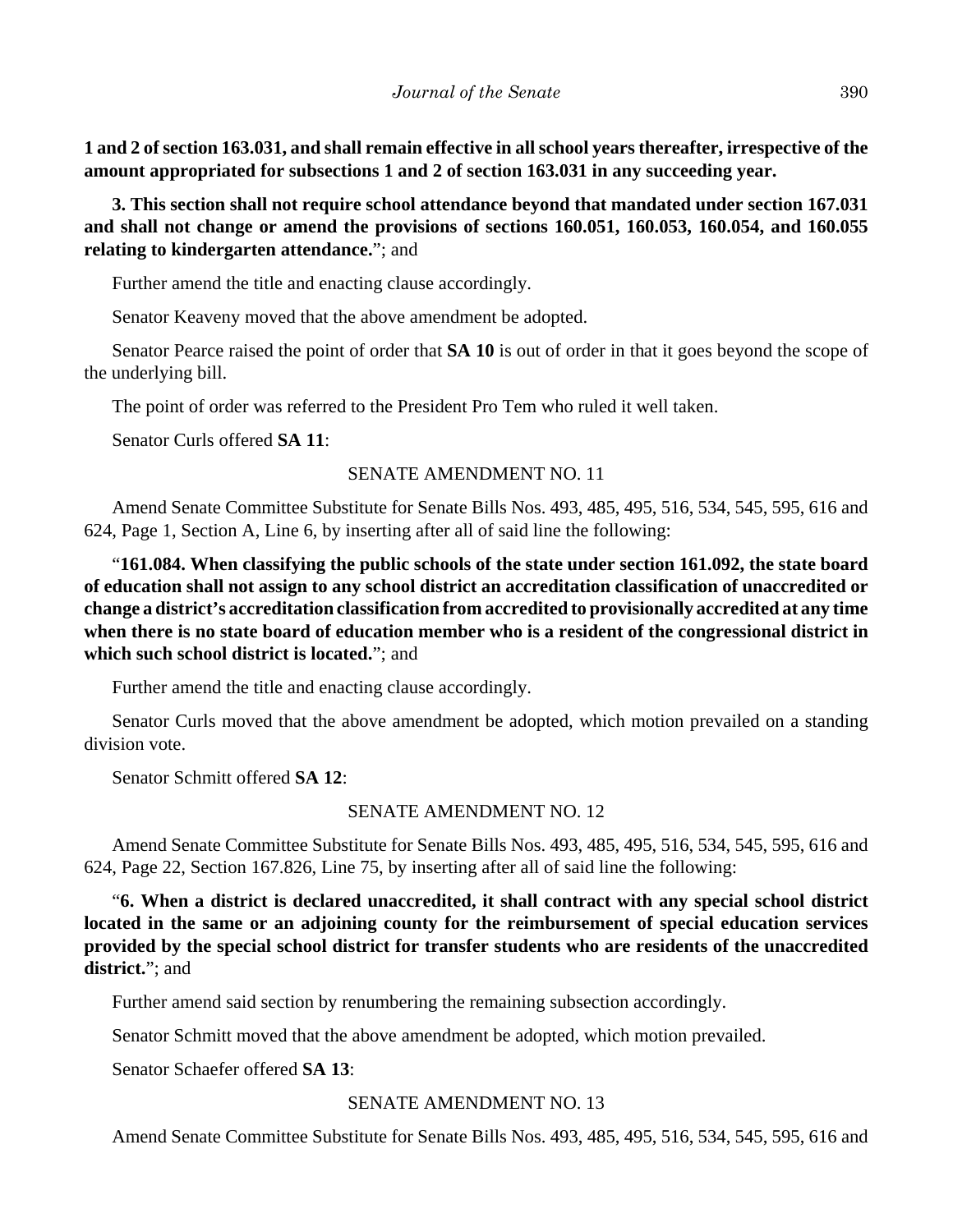**1 and 2 of section 163.031, and shall remain effective in all school years thereafter, irrespective of the amount appropriated for subsections 1 and 2 of section 163.031 in any succeeding year.**

**3. This section shall not require school attendance beyond that mandated under section 167.031 and shall not change or amend the provisions of sections 160.051, 160.053, 160.054, and 160.055 relating to kindergarten attendance.**"; and

Further amend the title and enacting clause accordingly.

Senator Keaveny moved that the above amendment be adopted.

Senator Pearce raised the point of order that **SA 10** is out of order in that it goes beyond the scope of the underlying bill.

The point of order was referred to the President Pro Tem who ruled it well taken.

Senator Curls offered **SA 11**:

SENATE AMENDMENT NO. 11

Amend Senate Committee Substitute for Senate Bills Nos. 493, 485, 495, 516, 534, 545, 595, 616 and 624, Page 1, Section A, Line 6, by inserting after all of said line the following:

"**161.084. When classifying the public schools of the state under section 161.092, the state board of education shall not assign to any school district an accreditation classification of unaccredited or change a district's accreditation classification from accredited to provisionally accredited at any time when there is no state board of education member who is a resident of the congressional district in which such school district is located.**"; and

Further amend the title and enacting clause accordingly.

Senator Curls moved that the above amendment be adopted, which motion prevailed on a standing division vote.

Senator Schmitt offered **SA 12**:

SENATE AMENDMENT NO. 12

Amend Senate Committee Substitute for Senate Bills Nos. 493, 485, 495, 516, 534, 545, 595, 616 and 624, Page 22, Section 167.826, Line 75, by inserting after all of said line the following:

"**6. When a district is declared unaccredited, it shall contract with any special school district located in the same or an adjoining county for the reimbursement of special education services provided by the special school district for transfer students who are residents of the unaccredited district.**"; and

Further amend said section by renumbering the remaining subsection accordingly.

Senator Schmitt moved that the above amendment be adopted, which motion prevailed.

Senator Schaefer offered **SA 13**:

SENATE AMENDMENT NO. 13

Amend Senate Committee Substitute for Senate Bills Nos. 493, 485, 495, 516, 534, 545, 595, 616 and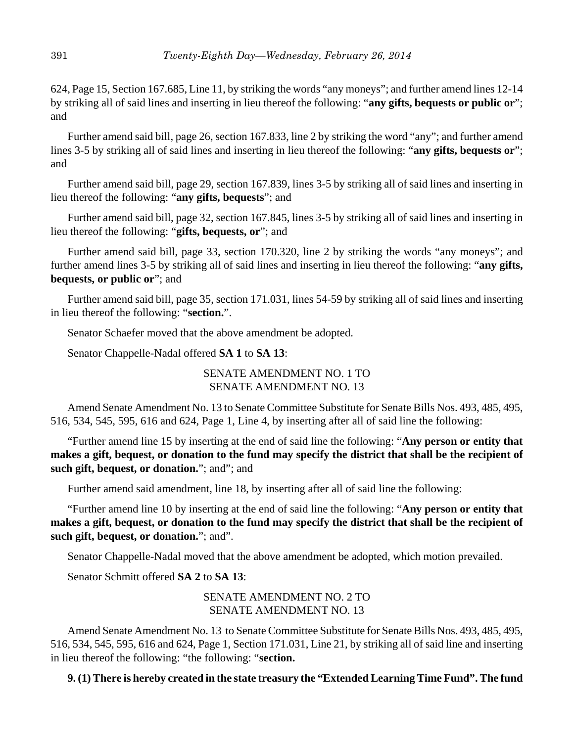624, Page 15, Section 167.685, Line 11, by striking the words "any moneys"; and further amend lines 12-14 by striking all of said lines and inserting in lieu thereof the following: "**any gifts, bequests or public or**"; and

Further amend said bill, page 26, section 167.833, line 2 by striking the word "any"; and further amend lines 3-5 by striking all of said lines and inserting in lieu thereof the following: "**any gifts, bequests or**"; and

Further amend said bill, page 29, section 167.839, lines 3-5 by striking all of said lines and inserting in lieu thereof the following: "**any gifts, bequests**"; and

Further amend said bill, page 32, section 167.845, lines 3-5 by striking all of said lines and inserting in lieu thereof the following: "**gifts, bequests, or**"; and

Further amend said bill, page 33, section 170.320, line 2 by striking the words "any moneys"; and further amend lines 3-5 by striking all of said lines and inserting in lieu thereof the following: "**any gifts, bequests, or public or**"; and

Further amend said bill, page 35, section 171.031, lines 54-59 by striking all of said lines and inserting in lieu thereof the following: "**section.**".

Senator Schaefer moved that the above amendment be adopted.

Senator Chappelle-Nadal offered **SA 1** to **SA 13**:

SENATE AMENDMENT NO. 1 TO
SENATE AMENDMENT NO. 13

Amend Senate Amendment No. 13 to Senate Committee Substitute for Senate Bills Nos. 493, 485, 495, 516, 534, 545, 595, 616 and 624, Page 1, Line 4, by inserting after all of said line the following:

"Further amend line 15 by inserting at the end of said line the following: "**Any person or entity that makes a gift, bequest, or donation to the fund may specify the district that shall be the recipient of such gift, bequest, or donation.**"; and"; and

Further amend said amendment, line 18, by inserting after all of said line the following:

"Further amend line 10 by inserting at the end of said line the following: "**Any person or entity that makes a gift, bequest, or donation to the fund may specify the district that shall be the recipient of such gift, bequest, or donation.**"; and".

Senator Chappelle-Nadal moved that the above amendment be adopted, which motion prevailed.

Senator Schmitt offered **SA 2** to **SA 13**:

SENATE AMENDMENT NO. 2 TO
SENATE AMENDMENT NO. 13

Amend Senate Amendment No. 13 to Senate Committee Substitute for Senate Bills Nos. 493, 485, 495, 516, 534, 545, 595, 616 and 624, Page 1, Section 171.031, Line 21, by striking all of said line and inserting in lieu thereof the following: "the following: "**section.**

**9. (1) There is hereby created in the state treasury the "Extended Learning Time Fund". The fund**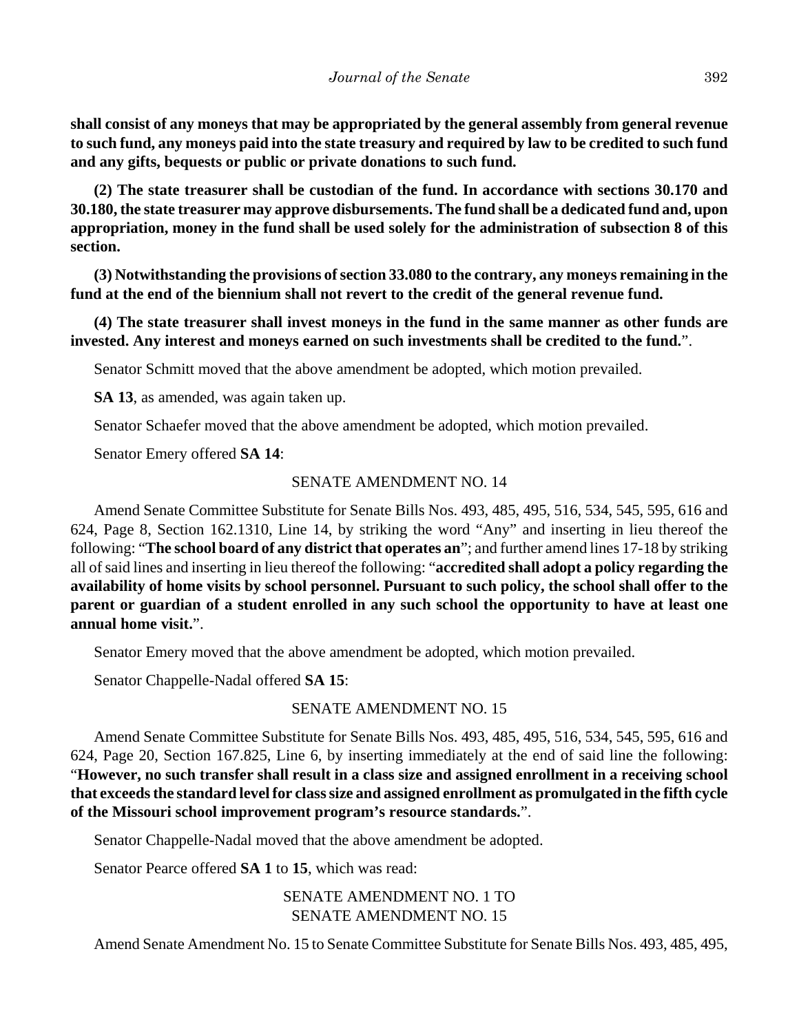**shall consist of any moneys that may be appropriated by the general assembly from general revenue to such fund, any moneys paid into the state treasury and required by law to be credited to such fund and any gifts, bequests or public or private donations to such fund.**

**(2) The state treasurer shall be custodian of the fund. In accordance with sections 30.170 and 30.180, the state treasurer may approve disbursements. The fund shall be a dedicated fund and, upon appropriation, money in the fund shall be used solely for the administration of subsection 8 of this section.**

**(3) Notwithstanding the provisions of section 33.080 to the contrary, any moneys remaining in the fund at the end of the biennium shall not revert to the credit of the general revenue fund.**

**(4) The state treasurer shall invest moneys in the fund in the same manner as other funds are invested. Any interest and moneys earned on such investments shall be credited to the fund.**".

Senator Schmitt moved that the above amendment be adopted, which motion prevailed.

**SA 13**, as amended, was again taken up.

Senator Schaefer moved that the above amendment be adopted, which motion prevailed.

Senator Emery offered **SA 14**:

SENATE AMENDMENT NO. 14

Amend Senate Committee Substitute for Senate Bills Nos. 493, 485, 495, 516, 534, 545, 595, 616 and 624, Page 8, Section 162.1310, Line 14, by striking the word "Any" and inserting in lieu thereof the following: "**The school board of any district that operates an**"; and further amend lines 17-18 by striking all of said lines and inserting in lieu thereof the following: "**accredited shall adopt a policy regarding the availability of home visits by school personnel. Pursuant to such policy, the school shall offer to the parent or guardian of a student enrolled in any such school the opportunity to have at least one annual home visit.**".

Senator Emery moved that the above amendment be adopted, which motion prevailed.

Senator Chappelle-Nadal offered **SA 15**:

SENATE AMENDMENT NO. 15

Amend Senate Committee Substitute for Senate Bills Nos. 493, 485, 495, 516, 534, 545, 595, 616 and 624, Page 20, Section 167.825, Line 6, by inserting immediately at the end of said line the following: "**However, no such transfer shall result in a class size and assigned enrollment in a receiving school that exceeds the standard level for class size and assigned enrollment as promulgated in the fifth cycle of the Missouri school improvement program's resource standards.**".

Senator Chappelle-Nadal moved that the above amendment be adopted.

Senator Pearce offered **SA 1** to **15**, which was read:

SENATE AMENDMENT NO. 1 TO
SENATE AMENDMENT NO. 15

Amend Senate Amendment No. 15 to Senate Committee Substitute for Senate Bills Nos. 493, 485, 495,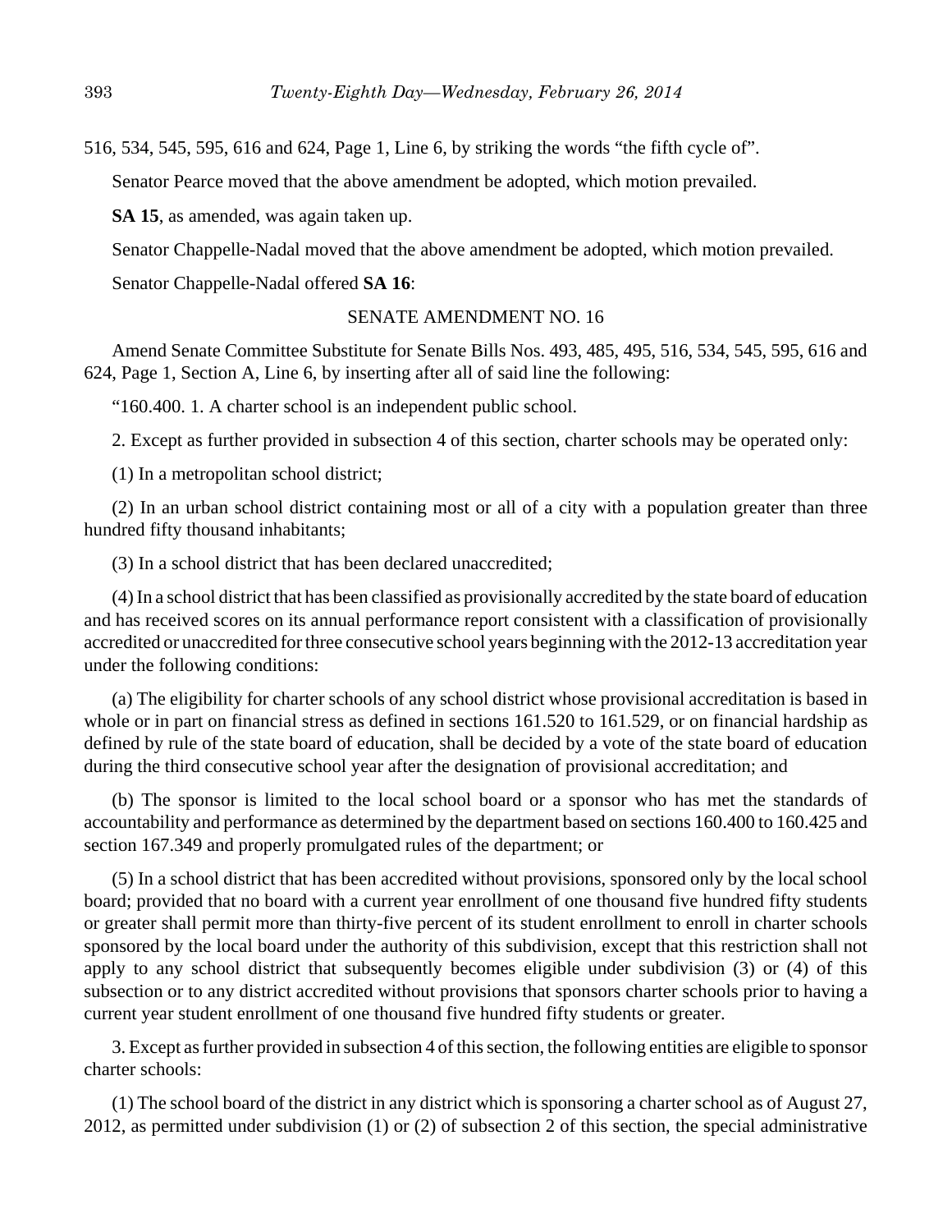516, 534, 545, 595, 616 and 624, Page 1, Line 6, by striking the words “the fifth cycle of”.

Senator Pearce moved that the above amendment be adopted, which motion prevailed.

**SA 15**, as amended, was again taken up.

Senator Chappelle-Nadal moved that the above amendment be adopted, which motion prevailed.

Senator Chappelle-Nadal offered **SA 16**:

SENATE AMENDMENT NO. 16

Amend Senate Committee Substitute for Senate Bills Nos. 493, 485, 495, 516, 534, 545, 595, 616 and 624, Page 1, Section A, Line 6, by inserting after all of said line the following:

“160.400. 1. A charter school is an independent public school.

2. Except as further provided in subsection 4 of this section, charter schools may be operated only:

(1) In a metropolitan school district;

(2) In an urban school district containing most or all of a city with a population greater than three hundred fifty thousand inhabitants;

(3) In a school district that has been declared unaccredited;

(4) In a school district that has been classified as provisionally accredited by the state board of education and has received scores on its annual performance report consistent with a classification of provisionally accredited or unaccredited for three consecutive school years beginning with the 2012-13 accreditation year under the following conditions:

(a) The eligibility for charter schools of any school district whose provisional accreditation is based in whole or in part on financial stress as defined in sections 161.520 to 161.529, or on financial hardship as defined by rule of the state board of education, shall be decided by a vote of the state board of education during the third consecutive school year after the designation of provisional accreditation; and

(b) The sponsor is limited to the local school board or a sponsor who has met the standards of accountability and performance as determined by the department based on sections 160.400 to 160.425 and section 167.349 and properly promulgated rules of the department; or

(5) In a school district that has been accredited without provisions, sponsored only by the local school board; provided that no board with a current year enrollment of one thousand five hundred fifty students or greater shall permit more than thirty-five percent of its student enrollment to enroll in charter schools sponsored by the local board under the authority of this subdivision, except that this restriction shall not apply to any school district that subsequently becomes eligible under subdivision (3) or (4) of this subsection or to any district accredited without provisions that sponsors charter schools prior to having a current year student enrollment of one thousand five hundred fifty students or greater.

3. Except as further provided in subsection 4 of this section, the following entities are eligible to sponsor charter schools:

(1) The school board of the district in any district which is sponsoring a charter school as of August 27, 2012, as permitted under subdivision (1) or (2) of subsection 2 of this section, the special administrative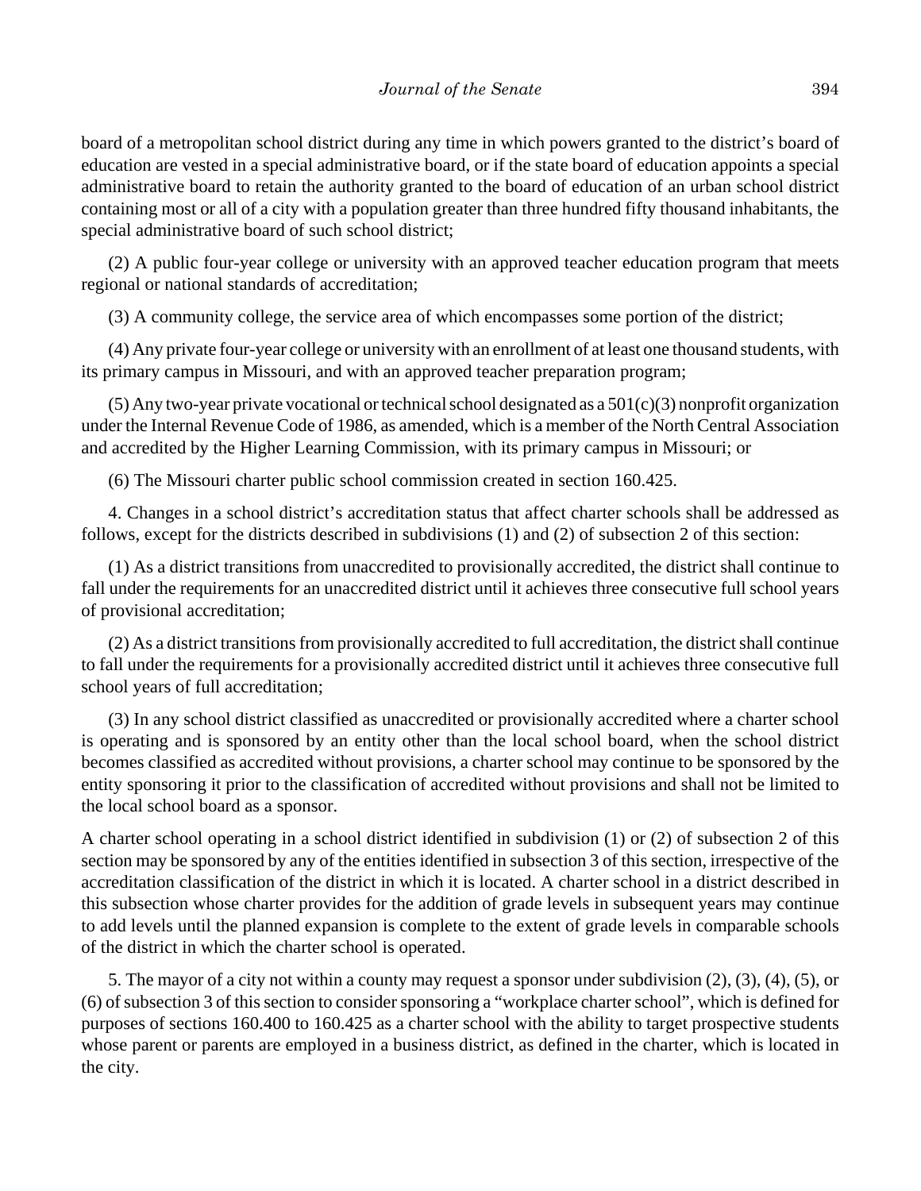board of a metropolitan school district during any time in which powers granted to the district's board of education are vested in a special administrative board, or if the state board of education appoints a special administrative board to retain the authority granted to the board of education of an urban school district containing most or all of a city with a population greater than three hundred fifty thousand inhabitants, the special administrative board of such school district;

(2) A public four-year college or university with an approved teacher education program that meets regional or national standards of accreditation;

(3) A community college, the service area of which encompasses some portion of the district;

(4) Any private four-year college or university with an enrollment of at least one thousand students, with its primary campus in Missouri, and with an approved teacher preparation program;

(5) Any two-year private vocational or technical school designated as a 501(c)(3) nonprofit organization under the Internal Revenue Code of 1986, as amended, which is a member of the North Central Association and accredited by the Higher Learning Commission, with its primary campus in Missouri; or

(6) The Missouri charter public school commission created in section 160.425.

4. Changes in a school district's accreditation status that affect charter schools shall be addressed as follows, except for the districts described in subdivisions (1) and (2) of subsection 2 of this section:

(1) As a district transitions from unaccredited to provisionally accredited, the district shall continue to fall under the requirements for an unaccredited district until it achieves three consecutive full school years of provisional accreditation;

(2) As a district transitions from provisionally accredited to full accreditation, the district shall continue to fall under the requirements for a provisionally accredited district until it achieves three consecutive full school years of full accreditation;

(3) In any school district classified as unaccredited or provisionally accredited where a charter school is operating and is sponsored by an entity other than the local school board, when the school district becomes classified as accredited without provisions, a charter school may continue to be sponsored by the entity sponsoring it prior to the classification of accredited without provisions and shall not be limited to the local school board as a sponsor.

A charter school operating in a school district identified in subdivision (1) or (2) of subsection 2 of this section may be sponsored by any of the entities identified in subsection 3 of this section, irrespective of the accreditation classification of the district in which it is located. A charter school in a district described in this subsection whose charter provides for the addition of grade levels in subsequent years may continue to add levels until the planned expansion is complete to the extent of grade levels in comparable schools of the district in which the charter school is operated.

5. The mayor of a city not within a county may request a sponsor under subdivision (2), (3), (4), (5), or (6) of subsection 3 of this section to consider sponsoring a "workplace charter school", which is defined for purposes of sections 160.400 to 160.425 as a charter school with the ability to target prospective students whose parent or parents are employed in a business district, as defined in the charter, which is located in the city.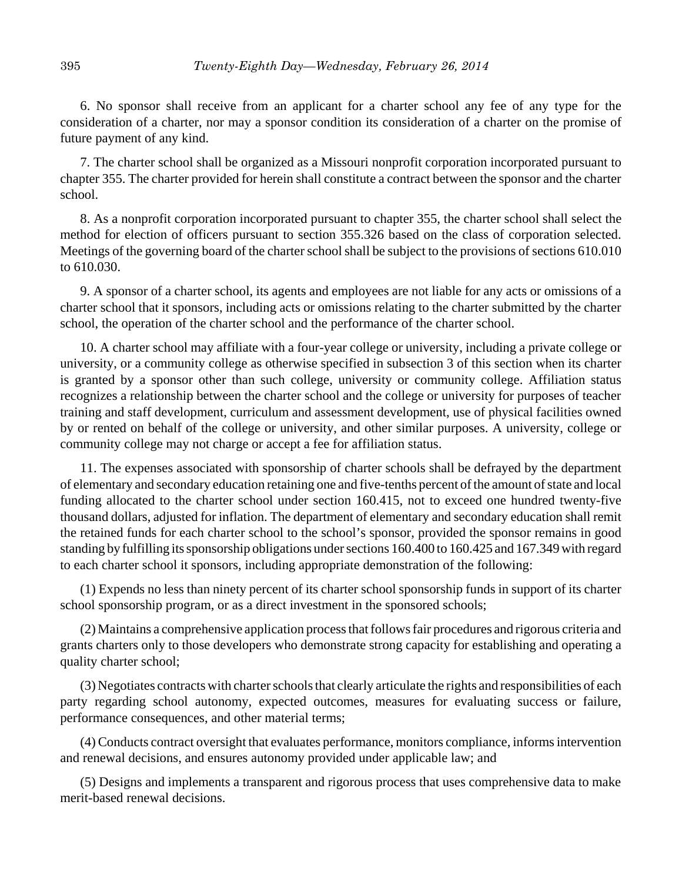6. No sponsor shall receive from an applicant for a charter school any fee of any type for the consideration of a charter, nor may a sponsor condition its consideration of a charter on the promise of future payment of any kind.

7. The charter school shall be organized as a Missouri nonprofit corporation incorporated pursuant to chapter 355. The charter provided for herein shall constitute a contract between the sponsor and the charter school.

8. As a nonprofit corporation incorporated pursuant to chapter 355, the charter school shall select the method for election of officers pursuant to section 355.326 based on the class of corporation selected. Meetings of the governing board of the charter school shall be subject to the provisions of sections 610.010 to 610.030.

9. A sponsor of a charter school, its agents and employees are not liable for any acts or omissions of a charter school that it sponsors, including acts or omissions relating to the charter submitted by the charter school, the operation of the charter school and the performance of the charter school.

10. A charter school may affiliate with a four-year college or university, including a private college or university, or a community college as otherwise specified in subsection 3 of this section when its charter is granted by a sponsor other than such college, university or community college. Affiliation status recognizes a relationship between the charter school and the college or university for purposes of teacher training and staff development, curriculum and assessment development, use of physical facilities owned by or rented on behalf of the college or university, and other similar purposes. A university, college or community college may not charge or accept a fee for affiliation status.

11. The expenses associated with sponsorship of charter schools shall be defrayed by the department of elementary and secondary education retaining one and five-tenths percent of the amount of state and local funding allocated to the charter school under section 160.415, not to exceed one hundred twenty-five thousand dollars, adjusted for inflation. The department of elementary and secondary education shall remit the retained funds for each charter school to the school's sponsor, provided the sponsor remains in good standing by fulfilling its sponsorship obligations under sections 160.400 to 160.425 and 167.349 with regard to each charter school it sponsors, including appropriate demonstration of the following:

(1) Expends no less than ninety percent of its charter school sponsorship funds in support of its charter school sponsorship program, or as a direct investment in the sponsored schools;

(2) Maintains a comprehensive application process that follows fair procedures and rigorous criteria and grants charters only to those developers who demonstrate strong capacity for establishing and operating a quality charter school;

(3) Negotiates contracts with charter schools that clearly articulate the rights and responsibilities of each party regarding school autonomy, expected outcomes, measures for evaluating success or failure, performance consequences, and other material terms;

(4) Conducts contract oversight that evaluates performance, monitors compliance, informs intervention and renewal decisions, and ensures autonomy provided under applicable law; and

(5) Designs and implements a transparent and rigorous process that uses comprehensive data to make merit-based renewal decisions.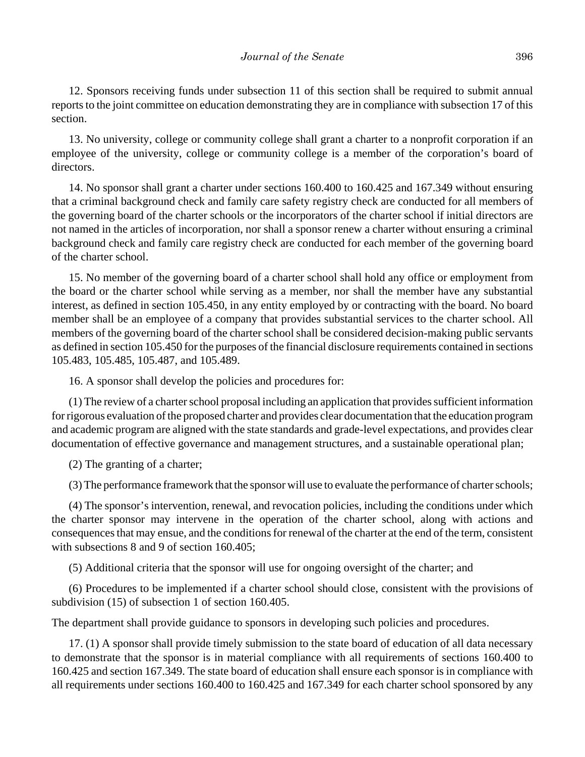12. Sponsors receiving funds under subsection 11 of this section shall be required to submit annual reports to the joint committee on education demonstrating they are in compliance with subsection 17 of this section.

13. No university, college or community college shall grant a charter to a nonprofit corporation if an employee of the university, college or community college is a member of the corporation's board of directors.

14. No sponsor shall grant a charter under sections 160.400 to 160.425 and 167.349 without ensuring that a criminal background check and family care safety registry check are conducted for all members of the governing board of the charter schools or the incorporators of the charter school if initial directors are not named in the articles of incorporation, nor shall a sponsor renew a charter without ensuring a criminal background check and family care registry check are conducted for each member of the governing board of the charter school.

15. No member of the governing board of a charter school shall hold any office or employment from the board or the charter school while serving as a member, nor shall the member have any substantial interest, as defined in section 105.450, in any entity employed by or contracting with the board. No board member shall be an employee of a company that provides substantial services to the charter school. All members of the governing board of the charter school shall be considered decision-making public servants as defined in section 105.450 for the purposes of the financial disclosure requirements contained in sections 105.483, 105.485, 105.487, and 105.489.

16. A sponsor shall develop the policies and procedures for:

(1) The review of a charter school proposal including an application that provides sufficient information for rigorous evaluation of the proposed charter and provides clear documentation that the education program and academic program are aligned with the state standards and grade-level expectations, and provides clear documentation of effective governance and management structures, and a sustainable operational plan;

(2) The granting of a charter;

(3) The performance framework that the sponsor will use to evaluate the performance of charter schools;

(4) The sponsor's intervention, renewal, and revocation policies, including the conditions under which the charter sponsor may intervene in the operation of the charter school, along with actions and consequences that may ensue, and the conditions for renewal of the charter at the end of the term, consistent with subsections 8 and 9 of section 160.405;

(5) Additional criteria that the sponsor will use for ongoing oversight of the charter; and

(6) Procedures to be implemented if a charter school should close, consistent with the provisions of subdivision (15) of subsection 1 of section 160.405.

The department shall provide guidance to sponsors in developing such policies and procedures.

17. (1) A sponsor shall provide timely submission to the state board of education of all data necessary to demonstrate that the sponsor is in material compliance with all requirements of sections 160.400 to 160.425 and section 167.349. The state board of education shall ensure each sponsor is in compliance with all requirements under sections 160.400 to 160.425 and 167.349 for each charter school sponsored by any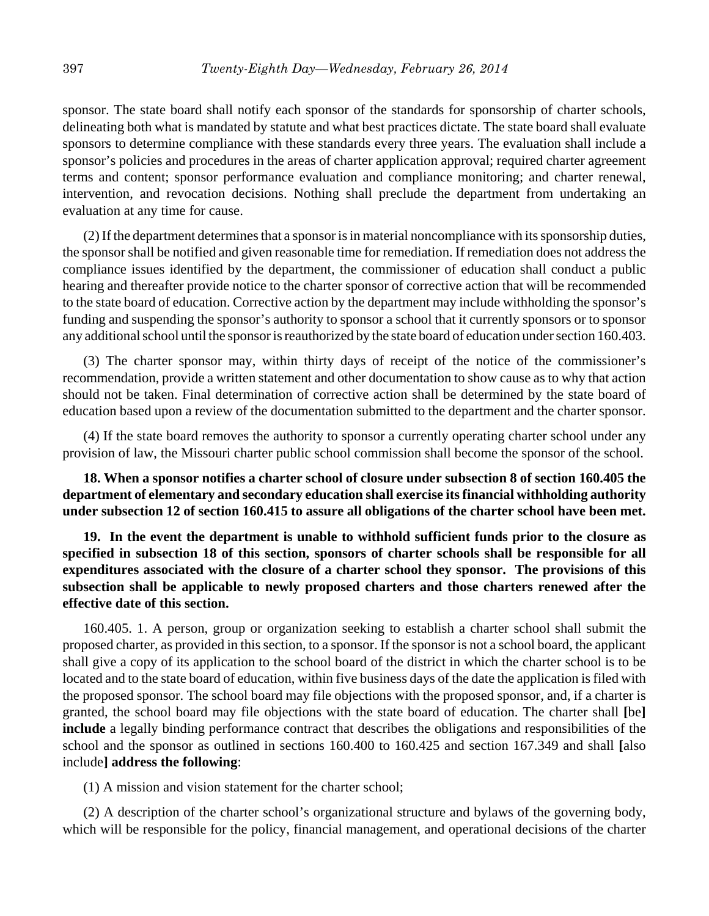sponsor. The state board shall notify each sponsor of the standards for sponsorship of charter schools, delineating both what is mandated by statute and what best practices dictate. The state board shall evaluate sponsors to determine compliance with these standards every three years. The evaluation shall include a sponsor's policies and procedures in the areas of charter application approval; required charter agreement terms and content; sponsor performance evaluation and compliance monitoring; and charter renewal, intervention, and revocation decisions. Nothing shall preclude the department from undertaking an evaluation at any time for cause.

(2) If the department determines that a sponsor is in material noncompliance with its sponsorship duties, the sponsor shall be notified and given reasonable time for remediation. If remediation does not address the compliance issues identified by the department, the commissioner of education shall conduct a public hearing and thereafter provide notice to the charter sponsor of corrective action that will be recommended to the state board of education. Corrective action by the department may include withholding the sponsor's funding and suspending the sponsor's authority to sponsor a school that it currently sponsors or to sponsor any additional school until the sponsor is reauthorized by the state board of education under section 160.403.

(3) The charter sponsor may, within thirty days of receipt of the notice of the commissioner's recommendation, provide a written statement and other documentation to show cause as to why that action should not be taken. Final determination of corrective action shall be determined by the state board of education based upon a review of the documentation submitted to the department and the charter sponsor.

(4) If the state board removes the authority to sponsor a currently operating charter school under any provision of law, the Missouri charter public school commission shall become the sponsor of the school.

**18. When a sponsor notifies a charter school of closure under subsection 8 of section 160.405 the department of elementary and secondary education shall exercise its financial withholding authority under subsection 12 of section 160.415 to assure all obligations of the charter school have been met.**

**19. In the event the department is unable to withhold sufficient funds prior to the closure as specified in subsection 18 of this section, sponsors of charter schools shall be responsible for all expenditures associated with the closure of a charter school they sponsor. The provisions of this subsection shall be applicable to newly proposed charters and those charters renewed after the effective date of this section.**

160.405. 1. A person, group or organization seeking to establish a charter school shall submit the proposed charter, as provided in this section, to a sponsor. If the sponsor is not a school board, the applicant shall give a copy of its application to the school board of the district in which the charter school is to be located and to the state board of education, within five business days of the date the application is filed with the proposed sponsor. The school board may file objections with the proposed sponsor, and, if a charter is granted, the school board may file objections with the state board of education. The charter shall **[**be**]** **include** a legally binding performance contract that describes the obligations and responsibilities of the school and the sponsor as outlined in sections 160.400 to 160.425 and section 167.349 and shall **[**also include**]** **address the following**:

(1) A mission and vision statement for the charter school;

(2) A description of the charter school's organizational structure and bylaws of the governing body, which will be responsible for the policy, financial management, and operational decisions of the charter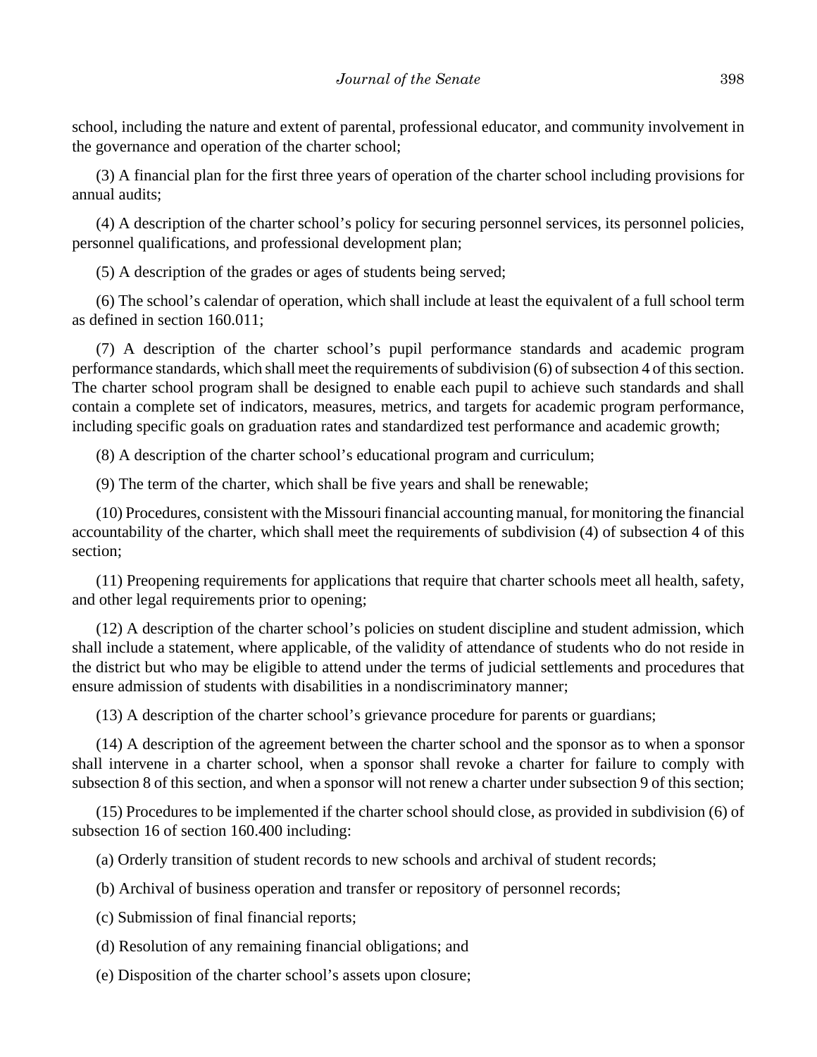school, including the nature and extent of parental, professional educator, and community involvement in the governance and operation of the charter school;

(3) A financial plan for the first three years of operation of the charter school including provisions for annual audits;

(4) A description of the charter school's policy for securing personnel services, its personnel policies, personnel qualifications, and professional development plan;

(5) A description of the grades or ages of students being served;

(6) The school's calendar of operation, which shall include at least the equivalent of a full school term as defined in section 160.011;

(7) A description of the charter school's pupil performance standards and academic program performance standards, which shall meet the requirements of subdivision (6) of subsection 4 of this section. The charter school program shall be designed to enable each pupil to achieve such standards and shall contain a complete set of indicators, measures, metrics, and targets for academic program performance, including specific goals on graduation rates and standardized test performance and academic growth;

(8) A description of the charter school's educational program and curriculum;

(9) The term of the charter, which shall be five years and shall be renewable;

(10) Procedures, consistent with the Missouri financial accounting manual, for monitoring the financial accountability of the charter, which shall meet the requirements of subdivision (4) of subsection 4 of this section;

(11) Preopening requirements for applications that require that charter schools meet all health, safety, and other legal requirements prior to opening;

(12) A description of the charter school's policies on student discipline and student admission, which shall include a statement, where applicable, of the validity of attendance of students who do not reside in the district but who may be eligible to attend under the terms of judicial settlements and procedures that ensure admission of students with disabilities in a nondiscriminatory manner;

(13) A description of the charter school's grievance procedure for parents or guardians;

(14) A description of the agreement between the charter school and the sponsor as to when a sponsor shall intervene in a charter school, when a sponsor shall revoke a charter for failure to comply with subsection 8 of this section, and when a sponsor will not renew a charter under subsection 9 of this section;

(15) Procedures to be implemented if the charter school should close, as provided in subdivision (6) of subsection 16 of section 160.400 including:

(a) Orderly transition of student records to new schools and archival of student records;

(b) Archival of business operation and transfer or repository of personnel records;

(c) Submission of final financial reports;

(d) Resolution of any remaining financial obligations; and

(e) Disposition of the charter school's assets upon closure;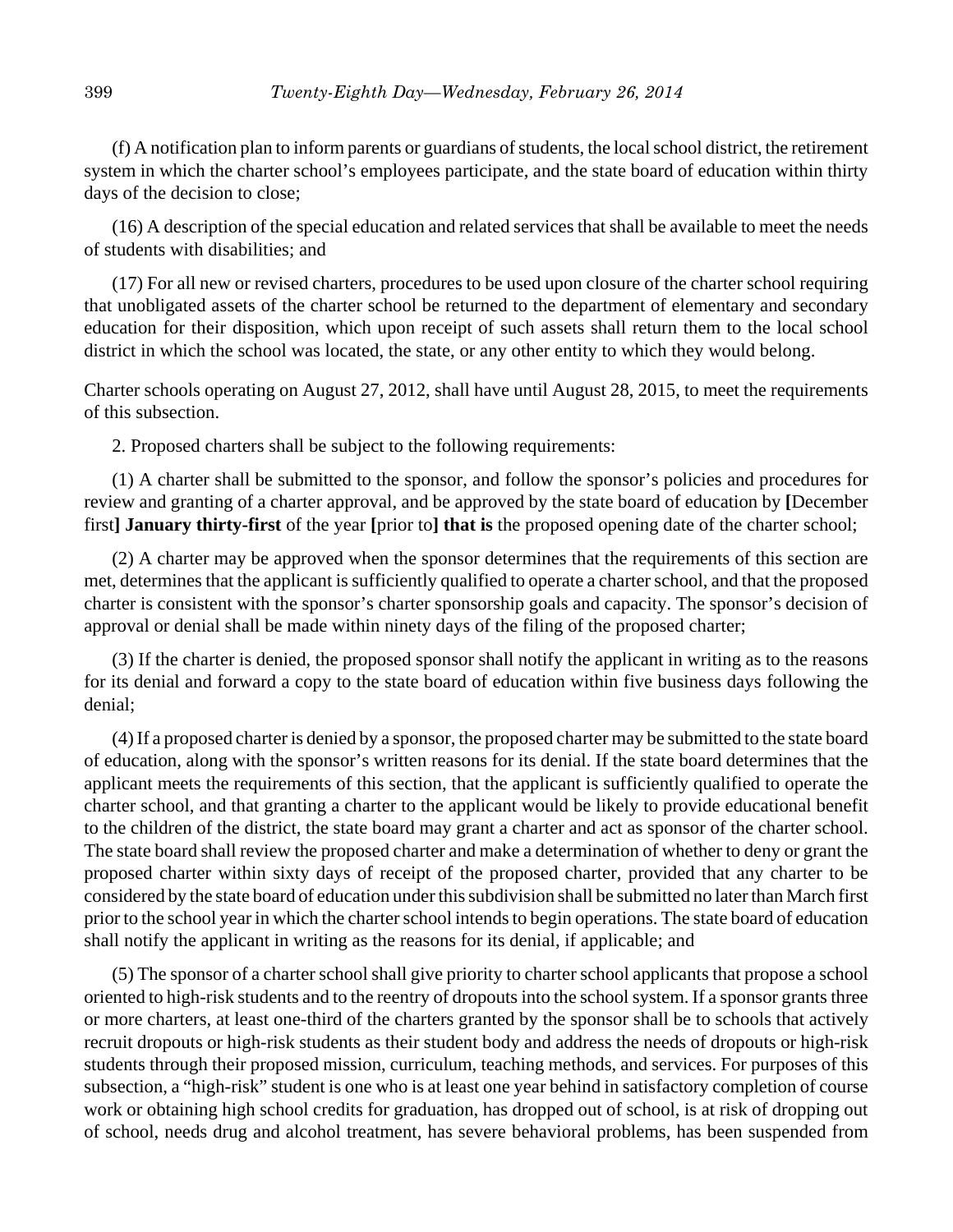(f) A notification plan to inform parents or guardians of students, the local school district, the retirement system in which the charter school's employees participate, and the state board of education within thirty days of the decision to close;

(16) A description of the special education and related services that shall be available to meet the needs of students with disabilities; and

(17) For all new or revised charters, procedures to be used upon closure of the charter school requiring that unobligated assets of the charter school be returned to the department of elementary and secondary education for their disposition, which upon receipt of such assets shall return them to the local school district in which the school was located, the state, or any other entity to which they would belong.

Charter schools operating on August 27, 2012, shall have until August 28, 2015, to meet the requirements of this subsection.

2. Proposed charters shall be subject to the following requirements:

(1) A charter shall be submitted to the sponsor, and follow the sponsor's policies and procedures for review and granting of a charter approval, and be approved by the state board of education by **[**December first**] January thirty-first** of the year **[**prior to**] that is** the proposed opening date of the charter school;

(2) A charter may be approved when the sponsor determines that the requirements of this section are met, determines that the applicant is sufficiently qualified to operate a charter school, and that the proposed charter is consistent with the sponsor's charter sponsorship goals and capacity. The sponsor's decision of approval or denial shall be made within ninety days of the filing of the proposed charter;

(3) If the charter is denied, the proposed sponsor shall notify the applicant in writing as to the reasons for its denial and forward a copy to the state board of education within five business days following the denial;

(4) If a proposed charter is denied by a sponsor, the proposed charter may be submitted to the state board of education, along with the sponsor's written reasons for its denial. If the state board determines that the applicant meets the requirements of this section, that the applicant is sufficiently qualified to operate the charter school, and that granting a charter to the applicant would be likely to provide educational benefit to the children of the district, the state board may grant a charter and act as sponsor of the charter school. The state board shall review the proposed charter and make a determination of whether to deny or grant the proposed charter within sixty days of receipt of the proposed charter, provided that any charter to be considered by the state board of education under this subdivision shall be submitted no later than March first prior to the school year in which the charter school intends to begin operations. The state board of education shall notify the applicant in writing as the reasons for its denial, if applicable; and

(5) The sponsor of a charter school shall give priority to charter school applicants that propose a school oriented to high-risk students and to the reentry of dropouts into the school system. If a sponsor grants three or more charters, at least one-third of the charters granted by the sponsor shall be to schools that actively recruit dropouts or high-risk students as their student body and address the needs of dropouts or high-risk students through their proposed mission, curriculum, teaching methods, and services. For purposes of this subsection, a "high-risk" student is one who is at least one year behind in satisfactory completion of course work or obtaining high school credits for graduation, has dropped out of school, is at risk of dropping out of school, needs drug and alcohol treatment, has severe behavioral problems, has been suspended from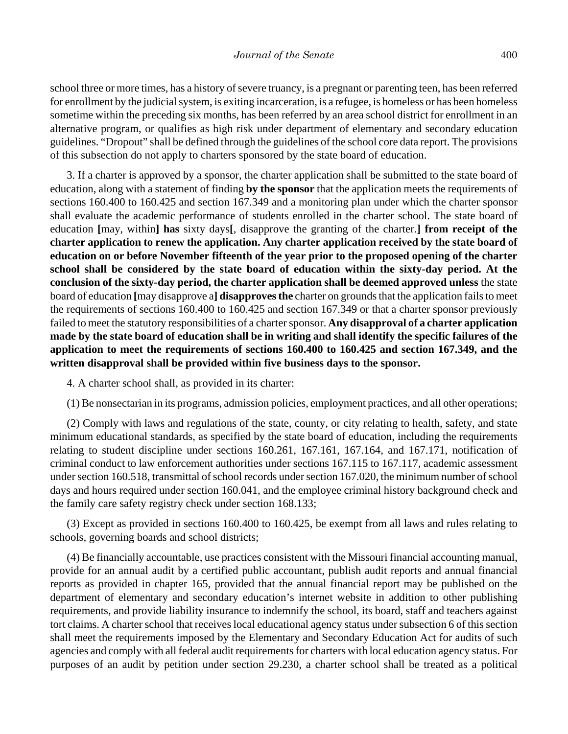school three or more times, has a history of severe truancy, is a pregnant or parenting teen, has been referred for enrollment by the judicial system, is exiting incarceration, is a refugee, is homeless or has been homeless sometime within the preceding six months, has been referred by an area school district for enrollment in an alternative program, or qualifies as high risk under department of elementary and secondary education guidelines. "Dropout" shall be defined through the guidelines of the school core data report. The provisions of this subsection do not apply to charters sponsored by the state board of education.

3. If a charter is approved by a sponsor, the charter application shall be submitted to the state board of education, along with a statement of finding **by the sponsor** that the application meets the requirements of sections 160.400 to 160.425 and section 167.349 and a monitoring plan under which the charter sponsor shall evaluate the academic performance of students enrolled in the charter school. The state board of education **[**may, within**] has** sixty days**[**, disapprove the granting of the charter.**] from receipt of the charter application to renew the application. Any charter application received by the state board of education on or before November fifteenth of the year prior to the proposed opening of the charter school shall be considered by the state board of education within the sixty-day period. At the conclusion of the sixty-day period, the charter application shall be deemed approved unless** the state board of education **[**may disapprove a**] disapproves the** charter on grounds that the application fails to meet the requirements of sections 160.400 to 160.425 and section 167.349 or that a charter sponsor previously failed to meet the statutory responsibilities of a charter sponsor. **Any disapproval of a charter application made by the state board of education shall be in writing and shall identify the specific failures of the application to meet the requirements of sections 160.400 to 160.425 and section 167.349, and the written disapproval shall be provided within five business days to the sponsor.**

4. A charter school shall, as provided in its charter:

(1) Be nonsectarian in its programs, admission policies, employment practices, and all other operations;

(2) Comply with laws and regulations of the state, county, or city relating to health, safety, and state minimum educational standards, as specified by the state board of education, including the requirements relating to student discipline under sections 160.261, 167.161, 167.164, and 167.171, notification of criminal conduct to law enforcement authorities under sections 167.115 to 167.117, academic assessment under section 160.518, transmittal of school records under section 167.020, the minimum number of school days and hours required under section 160.041, and the employee criminal history background check and the family care safety registry check under section 168.133;

(3) Except as provided in sections 160.400 to 160.425, be exempt from all laws and rules relating to schools, governing boards and school districts;

(4) Be financially accountable, use practices consistent with the Missouri financial accounting manual, provide for an annual audit by a certified public accountant, publish audit reports and annual financial reports as provided in chapter 165, provided that the annual financial report may be published on the department of elementary and secondary education's internet website in addition to other publishing requirements, and provide liability insurance to indemnify the school, its board, staff and teachers against tort claims. A charter school that receives local educational agency status under subsection 6 of this section shall meet the requirements imposed by the Elementary and Secondary Education Act for audits of such agencies and comply with all federal audit requirements for charters with local education agency status. For purposes of an audit by petition under section 29.230, a charter school shall be treated as a political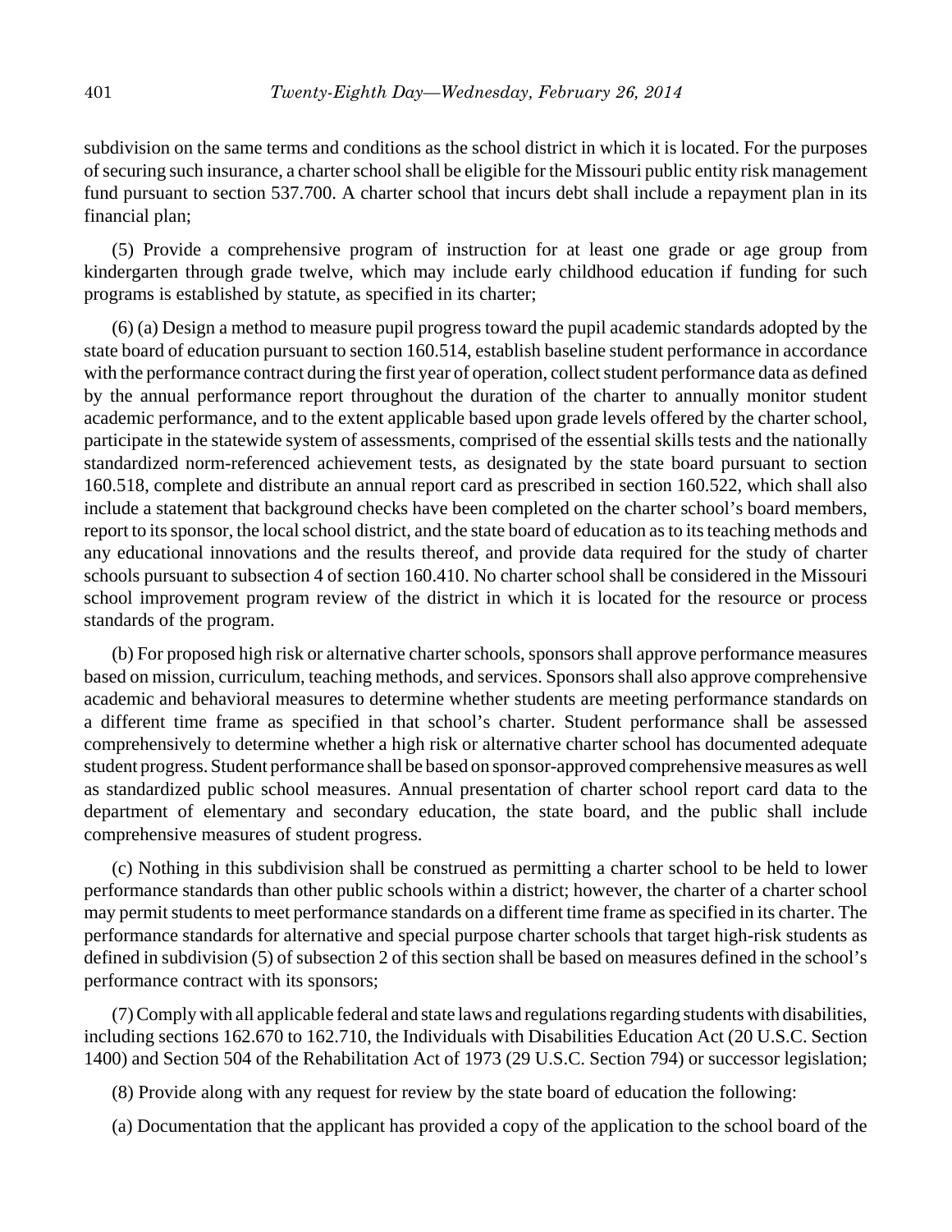subdivision on the same terms and conditions as the school district in which it is located. For the purposes of securing such insurance, a charter school shall be eligible for the Missouri public entity risk management fund pursuant to section 537.700. A charter school that incurs debt shall include a repayment plan in its financial plan;

(5) Provide a comprehensive program of instruction for at least one grade or age group from kindergarten through grade twelve, which may include early childhood education if funding for such programs is established by statute, as specified in its charter;

(6) (a) Design a method to measure pupil progress toward the pupil academic standards adopted by the state board of education pursuant to section 160.514, establish baseline student performance in accordance with the performance contract during the first year of operation, collect student performance data as defined by the annual performance report throughout the duration of the charter to annually monitor student academic performance, and to the extent applicable based upon grade levels offered by the charter school, participate in the statewide system of assessments, comprised of the essential skills tests and the nationally standardized norm-referenced achievement tests, as designated by the state board pursuant to section 160.518, complete and distribute an annual report card as prescribed in section 160.522, which shall also include a statement that background checks have been completed on the charter school's board members, report to its sponsor, the local school district, and the state board of education as to its teaching methods and any educational innovations and the results thereof, and provide data required for the study of charter schools pursuant to subsection 4 of section 160.410. No charter school shall be considered in the Missouri school improvement program review of the district in which it is located for the resource or process standards of the program.

(b) For proposed high risk or alternative charter schools, sponsors shall approve performance measures based on mission, curriculum, teaching methods, and services. Sponsors shall also approve comprehensive academic and behavioral measures to determine whether students are meeting performance standards on a different time frame as specified in that school's charter. Student performance shall be assessed comprehensively to determine whether a high risk or alternative charter school has documented adequate student progress. Student performance shall be based on sponsor-approved comprehensive measures as well as standardized public school measures. Annual presentation of charter school report card data to the department of elementary and secondary education, the state board, and the public shall include comprehensive measures of student progress.

(c) Nothing in this subdivision shall be construed as permitting a charter school to be held to lower performance standards than other public schools within a district; however, the charter of a charter school may permit students to meet performance standards on a different time frame as specified in its charter. The performance standards for alternative and special purpose charter schools that target high-risk students as defined in subdivision (5) of subsection 2 of this section shall be based on measures defined in the school's performance contract with its sponsors;

(7) Comply with all applicable federal and state laws and regulations regarding students with disabilities, including sections 162.670 to 162.710, the Individuals with Disabilities Education Act (20 U.S.C. Section 1400) and Section 504 of the Rehabilitation Act of 1973 (29 U.S.C. Section 794) or successor legislation;

(8) Provide along with any request for review by the state board of education the following:

(a) Documentation that the applicant has provided a copy of the application to the school board of the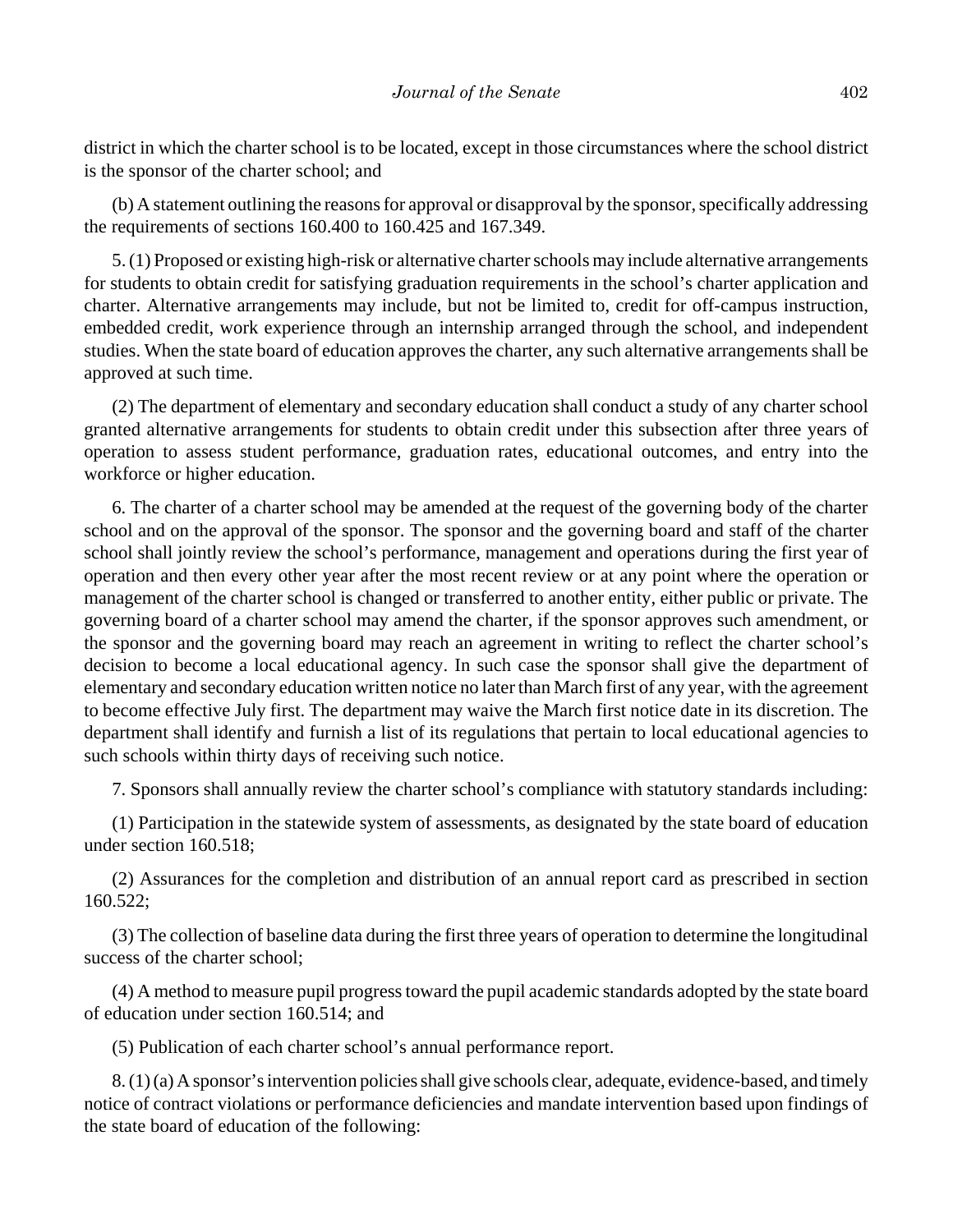district in which the charter school is to be located, except in those circumstances where the school district is the sponsor of the charter school; and

(b) A statement outlining the reasons for approval or disapproval by the sponsor, specifically addressing the requirements of sections 160.400 to 160.425 and 167.349.

5. (1) Proposed or existing high-risk or alternative charter schools may include alternative arrangements for students to obtain credit for satisfying graduation requirements in the school's charter application and charter. Alternative arrangements may include, but not be limited to, credit for off-campus instruction, embedded credit, work experience through an internship arranged through the school, and independent studies. When the state board of education approves the charter, any such alternative arrangements shall be approved at such time.

(2) The department of elementary and secondary education shall conduct a study of any charter school granted alternative arrangements for students to obtain credit under this subsection after three years of operation to assess student performance, graduation rates, educational outcomes, and entry into the workforce or higher education.

6. The charter of a charter school may be amended at the request of the governing body of the charter school and on the approval of the sponsor. The sponsor and the governing board and staff of the charter school shall jointly review the school's performance, management and operations during the first year of operation and then every other year after the most recent review or at any point where the operation or management of the charter school is changed or transferred to another entity, either public or private. The governing board of a charter school may amend the charter, if the sponsor approves such amendment, or the sponsor and the governing board may reach an agreement in writing to reflect the charter school's decision to become a local educational agency. In such case the sponsor shall give the department of elementary and secondary education written notice no later than March first of any year, with the agreement to become effective July first. The department may waive the March first notice date in its discretion. The department shall identify and furnish a list of its regulations that pertain to local educational agencies to such schools within thirty days of receiving such notice.

7. Sponsors shall annually review the charter school's compliance with statutory standards including:

(1) Participation in the statewide system of assessments, as designated by the state board of education under section 160.518;

(2) Assurances for the completion and distribution of an annual report card as prescribed in section 160.522;

(3) The collection of baseline data during the first three years of operation to determine the longitudinal success of the charter school;

(4) A method to measure pupil progress toward the pupil academic standards adopted by the state board of education under section 160.514; and

(5) Publication of each charter school's annual performance report.

8. (1) (a) A sponsor's intervention policies shall give schools clear, adequate, evidence-based, and timely notice of contract violations or performance deficiencies and mandate intervention based upon findings of the state board of education of the following: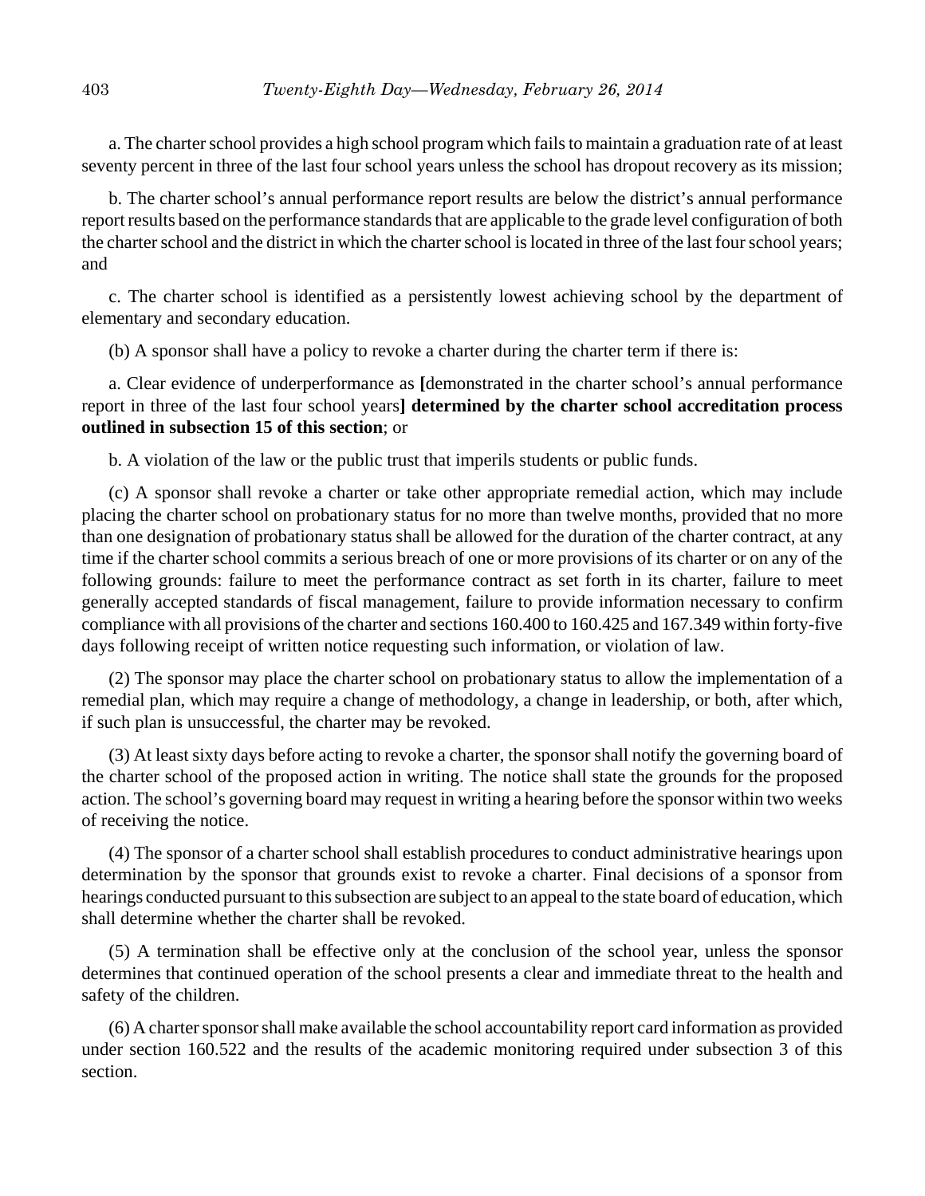a. The charter school provides a high school program which fails to maintain a graduation rate of at least seventy percent in three of the last four school years unless the school has dropout recovery as its mission;

b. The charter school's annual performance report results are below the district's annual performance report results based on the performance standards that are applicable to the grade level configuration of both the charter school and the district in which the charter school is located in three of the last four school years; and

c. The charter school is identified as a persistently lowest achieving school by the department of elementary and secondary education.

(b) A sponsor shall have a policy to revoke a charter during the charter term if there is:

a. Clear evidence of underperformance as **[**demonstrated in the charter school's annual performance report in three of the last four school years**] determined by the charter school accreditation process outlined in subsection 15 of this section**; or

b. A violation of the law or the public trust that imperils students or public funds.

(c) A sponsor shall revoke a charter or take other appropriate remedial action, which may include placing the charter school on probationary status for no more than twelve months, provided that no more than one designation of probationary status shall be allowed for the duration of the charter contract, at any time if the charter school commits a serious breach of one or more provisions of its charter or on any of the following grounds: failure to meet the performance contract as set forth in its charter, failure to meet generally accepted standards of fiscal management, failure to provide information necessary to confirm compliance with all provisions of the charter and sections 160.400 to 160.425 and 167.349 within forty-five days following receipt of written notice requesting such information, or violation of law.

(2) The sponsor may place the charter school on probationary status to allow the implementation of a remedial plan, which may require a change of methodology, a change in leadership, or both, after which, if such plan is unsuccessful, the charter may be revoked.

(3) At least sixty days before acting to revoke a charter, the sponsor shall notify the governing board of the charter school of the proposed action in writing. The notice shall state the grounds for the proposed action. The school's governing board may request in writing a hearing before the sponsor within two weeks of receiving the notice.

(4) The sponsor of a charter school shall establish procedures to conduct administrative hearings upon determination by the sponsor that grounds exist to revoke a charter. Final decisions of a sponsor from hearings conducted pursuant to this subsection are subject to an appeal to the state board of education, which shall determine whether the charter shall be revoked.

(5) A termination shall be effective only at the conclusion of the school year, unless the sponsor determines that continued operation of the school presents a clear and immediate threat to the health and safety of the children.

(6) A charter sponsor shall make available the school accountability report card information as provided under section 160.522 and the results of the academic monitoring required under subsection 3 of this section.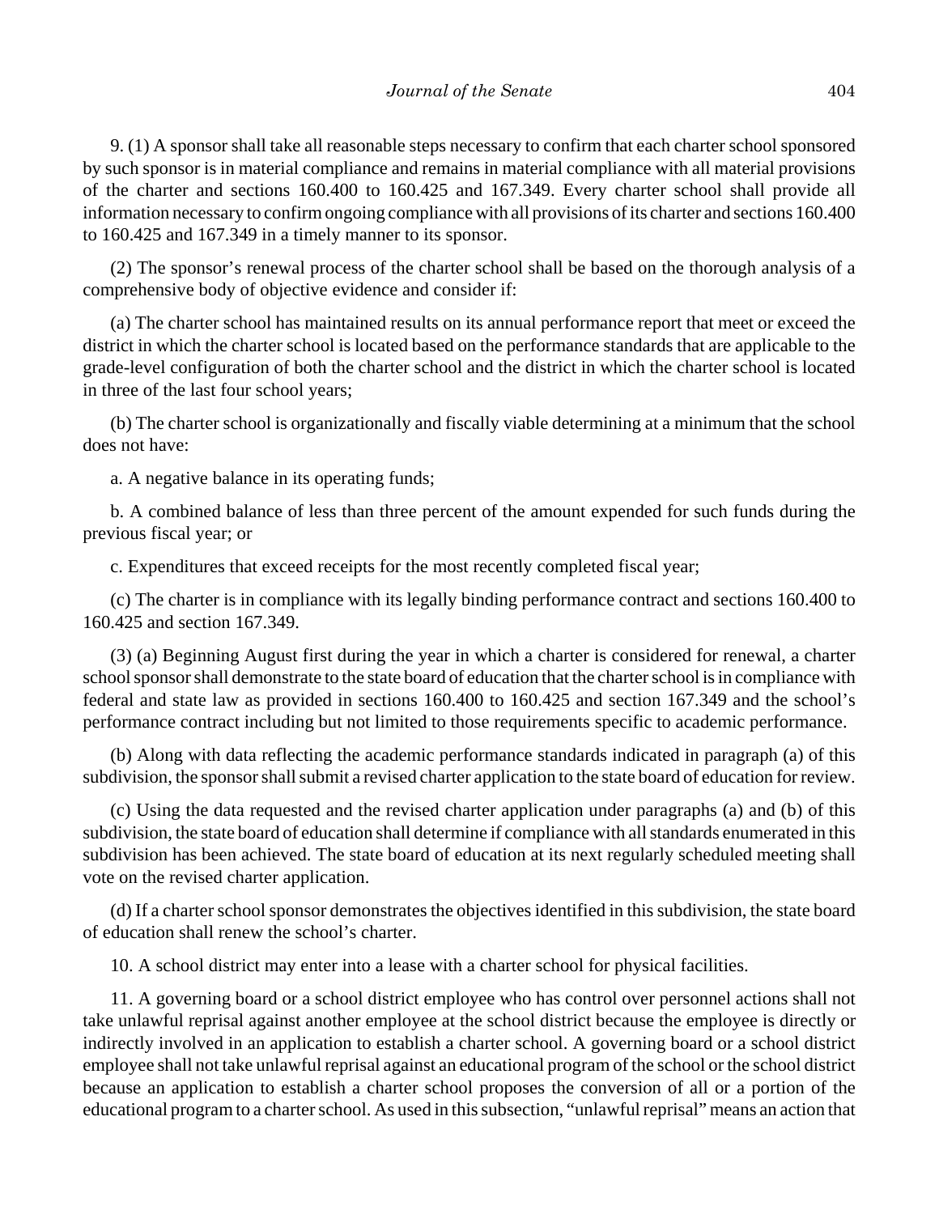9. (1) A sponsor shall take all reasonable steps necessary to confirm that each charter school sponsored by such sponsor is in material compliance and remains in material compliance with all material provisions of the charter and sections 160.400 to 160.425 and 167.349. Every charter school shall provide all information necessary to confirm ongoing compliance with all provisions of its charter and sections 160.400 to 160.425 and 167.349 in a timely manner to its sponsor.

(2) The sponsor's renewal process of the charter school shall be based on the thorough analysis of a comprehensive body of objective evidence and consider if:

(a) The charter school has maintained results on its annual performance report that meet or exceed the district in which the charter school is located based on the performance standards that are applicable to the grade-level configuration of both the charter school and the district in which the charter school is located in three of the last four school years;

(b) The charter school is organizationally and fiscally viable determining at a minimum that the school does not have:

a. A negative balance in its operating funds;

b. A combined balance of less than three percent of the amount expended for such funds during the previous fiscal year; or

c. Expenditures that exceed receipts for the most recently completed fiscal year;

(c) The charter is in compliance with its legally binding performance contract and sections 160.400 to 160.425 and section 167.349.

(3) (a) Beginning August first during the year in which a charter is considered for renewal, a charter school sponsor shall demonstrate to the state board of education that the charter school is in compliance with federal and state law as provided in sections 160.400 to 160.425 and section 167.349 and the school's performance contract including but not limited to those requirements specific to academic performance.

(b) Along with data reflecting the academic performance standards indicated in paragraph (a) of this subdivision, the sponsor shall submit a revised charter application to the state board of education for review.

(c) Using the data requested and the revised charter application under paragraphs (a) and (b) of this subdivision, the state board of education shall determine if compliance with all standards enumerated in this subdivision has been achieved. The state board of education at its next regularly scheduled meeting shall vote on the revised charter application.

(d) If a charter school sponsor demonstrates the objectives identified in this subdivision, the state board of education shall renew the school's charter.

10. A school district may enter into a lease with a charter school for physical facilities.

11. A governing board or a school district employee who has control over personnel actions shall not take unlawful reprisal against another employee at the school district because the employee is directly or indirectly involved in an application to establish a charter school. A governing board or a school district employee shall not take unlawful reprisal against an educational program of the school or the school district because an application to establish a charter school proposes the conversion of all or a portion of the educational program to a charter school. As used in this subsection, "unlawful reprisal" means an action that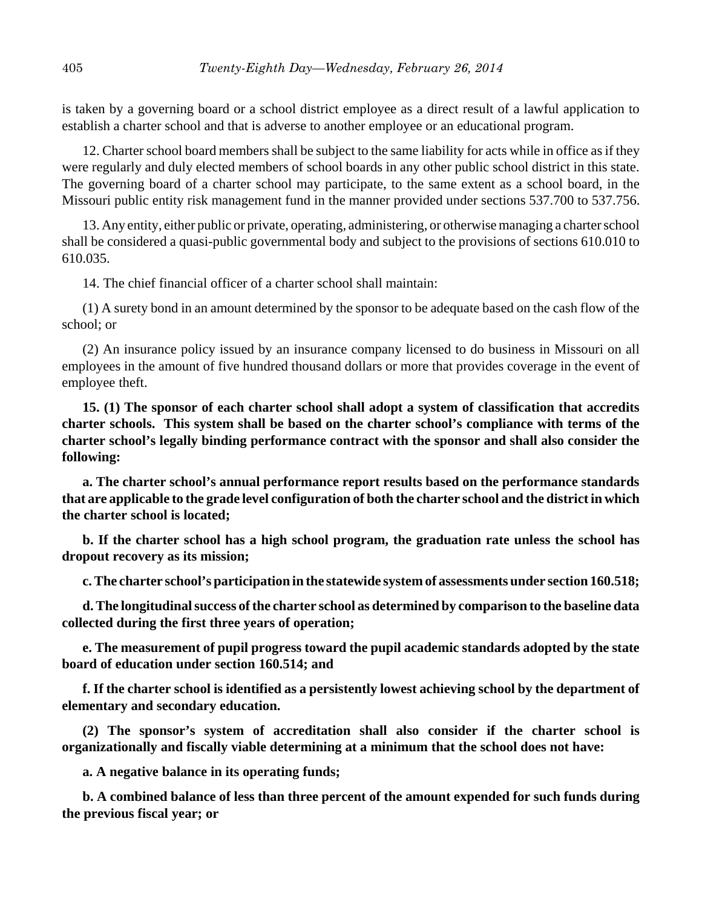is taken by a governing board or a school district employee as a direct result of a lawful application to establish a charter school and that is adverse to another employee or an educational program.

12. Charter school board members shall be subject to the same liability for acts while in office as if they were regularly and duly elected members of school boards in any other public school district in this state. The governing board of a charter school may participate, to the same extent as a school board, in the Missouri public entity risk management fund in the manner provided under sections 537.700 to 537.756.

13. Any entity, either public or private, operating, administering, or otherwise managing a charter school shall be considered a quasi-public governmental body and subject to the provisions of sections 610.010 to 610.035.

14. The chief financial officer of a charter school shall maintain:

(1) A surety bond in an amount determined by the sponsor to be adequate based on the cash flow of the school; or

(2) An insurance policy issued by an insurance company licensed to do business in Missouri on all employees in the amount of five hundred thousand dollars or more that provides coverage in the event of employee theft.

**15. (1) The sponsor of each charter school shall adopt a system of classification that accredits charter schools. This system shall be based on the charter school's compliance with terms of the charter school's legally binding performance contract with the sponsor and shall also consider the following:**

**a. The charter school's annual performance report results based on the performance standards that are applicable to the grade level configuration of both the charter school and the district in which the charter school is located;**

**b. If the charter school has a high school program, the graduation rate unless the school has dropout recovery as its mission;**

**c. The charter school's participation in the statewide system of assessments under section 160.518;**

**d. The longitudinal success of the charter school as determined by comparison to the baseline data collected during the first three years of operation;**

**e. The measurement of pupil progress toward the pupil academic standards adopted by the state board of education under section 160.514; and**

**f. If the charter school is identified as a persistently lowest achieving school by the department of elementary and secondary education.**

**(2) The sponsor's system of accreditation shall also consider if the charter school is organizationally and fiscally viable determining at a minimum that the school does not have:**

**a. A negative balance in its operating funds;**

**b. A combined balance of less than three percent of the amount expended for such funds during the previous fiscal year; or**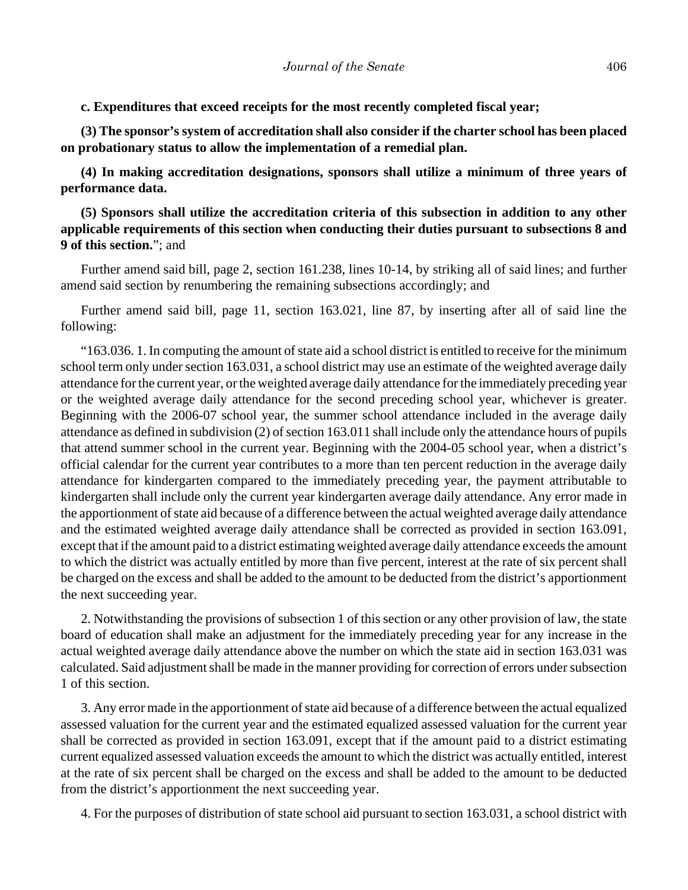**c. Expenditures that exceed receipts for the most recently completed fiscal year;**

**(3) The sponsor's system of accreditation shall also consider if the charter school has been placed on probationary status to allow the implementation of a remedial plan.**

**(4) In making accreditation designations, sponsors shall utilize a minimum of three years of performance data.**

**(5) Sponsors shall utilize the accreditation criteria of this subsection in addition to any other applicable requirements of this section when conducting their duties pursuant to subsections 8 and 9 of this section.**"; and

Further amend said bill, page 2, section 161.238, lines 10-14, by striking all of said lines; and further amend said section by renumbering the remaining subsections accordingly; and

Further amend said bill, page 11, section 163.021, line 87, by inserting after all of said line the following:

"163.036. 1. In computing the amount of state aid a school district is entitled to receive for the minimum school term only under section 163.031, a school district may use an estimate of the weighted average daily attendance for the current year, or the weighted average daily attendance for the immediately preceding year or the weighted average daily attendance for the second preceding school year, whichever is greater. Beginning with the 2006-07 school year, the summer school attendance included in the average daily attendance as defined in subdivision (2) of section 163.011 shall include only the attendance hours of pupils that attend summer school in the current year. Beginning with the 2004-05 school year, when a district's official calendar for the current year contributes to a more than ten percent reduction in the average daily attendance for kindergarten compared to the immediately preceding year, the payment attributable to kindergarten shall include only the current year kindergarten average daily attendance. Any error made in the apportionment of state aid because of a difference between the actual weighted average daily attendance and the estimated weighted average daily attendance shall be corrected as provided in section 163.091, except that if the amount paid to a district estimating weighted average daily attendance exceeds the amount to which the district was actually entitled by more than five percent, interest at the rate of six percent shall be charged on the excess and shall be added to the amount to be deducted from the district's apportionment the next succeeding year.

2. Notwithstanding the provisions of subsection 1 of this section or any other provision of law, the state board of education shall make an adjustment for the immediately preceding year for any increase in the actual weighted average daily attendance above the number on which the state aid in section 163.031 was calculated. Said adjustment shall be made in the manner providing for correction of errors under subsection 1 of this section.

3. Any error made in the apportionment of state aid because of a difference between the actual equalized assessed valuation for the current year and the estimated equalized assessed valuation for the current year shall be corrected as provided in section 163.091, except that if the amount paid to a district estimating current equalized assessed valuation exceeds the amount to which the district was actually entitled, interest at the rate of six percent shall be charged on the excess and shall be added to the amount to be deducted from the district's apportionment the next succeeding year.

4. For the purposes of distribution of state school aid pursuant to section 163.031, a school district with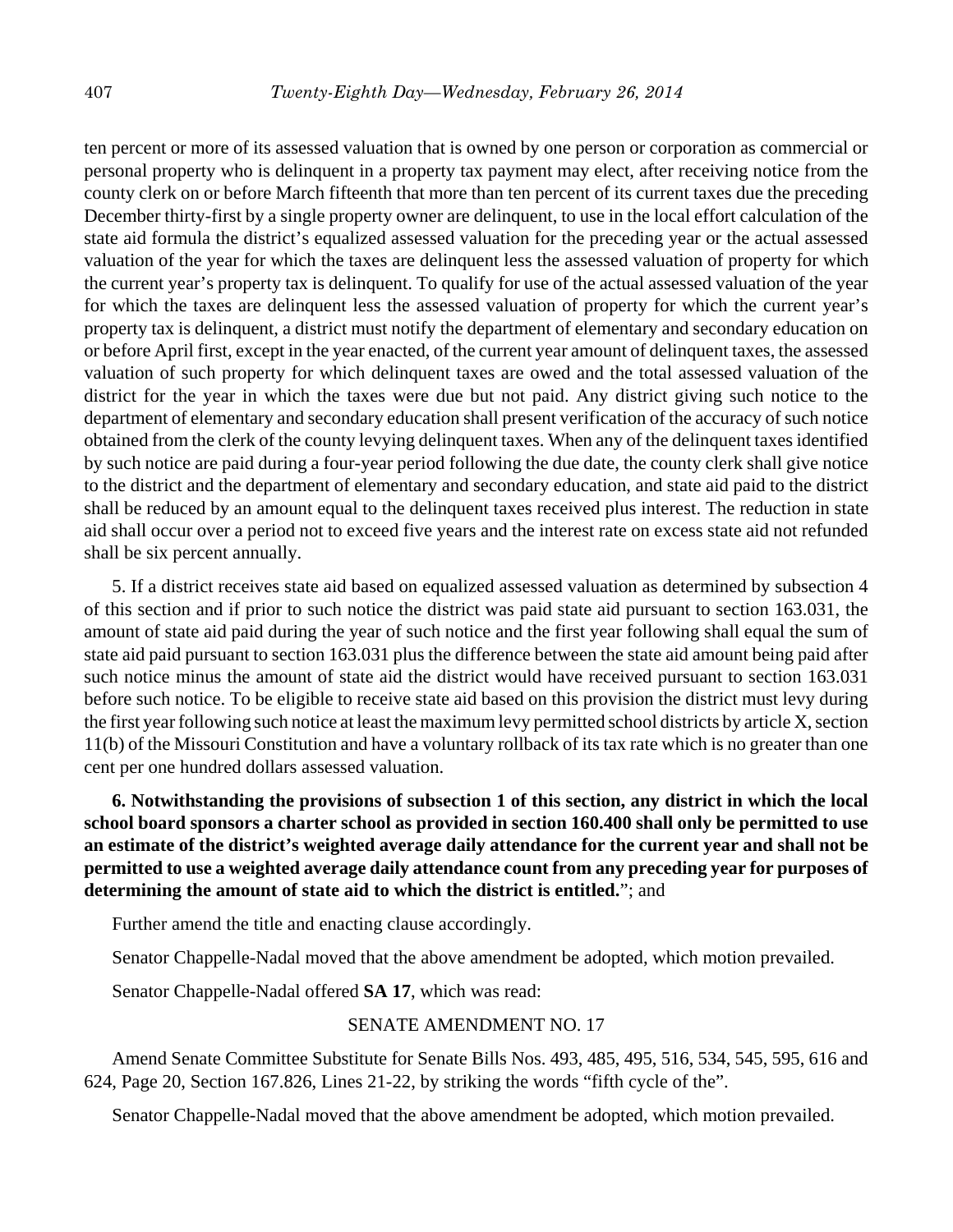ten percent or more of its assessed valuation that is owned by one person or corporation as commercial or personal property who is delinquent in a property tax payment may elect, after receiving notice from the county clerk on or before March fifteenth that more than ten percent of its current taxes due the preceding December thirty-first by a single property owner are delinquent, to use in the local effort calculation of the state aid formula the district's equalized assessed valuation for the preceding year or the actual assessed valuation of the year for which the taxes are delinquent less the assessed valuation of property for which the current year's property tax is delinquent. To qualify for use of the actual assessed valuation of the year for which the taxes are delinquent less the assessed valuation of property for which the current year's property tax is delinquent, a district must notify the department of elementary and secondary education on or before April first, except in the year enacted, of the current year amount of delinquent taxes, the assessed valuation of such property for which delinquent taxes are owed and the total assessed valuation of the district for the year in which the taxes were due but not paid. Any district giving such notice to the department of elementary and secondary education shall present verification of the accuracy of such notice obtained from the clerk of the county levying delinquent taxes. When any of the delinquent taxes identified by such notice are paid during a four-year period following the due date, the county clerk shall give notice to the district and the department of elementary and secondary education, and state aid paid to the district shall be reduced by an amount equal to the delinquent taxes received plus interest. The reduction in state aid shall occur over a period not to exceed five years and the interest rate on excess state aid not refunded shall be six percent annually.

5. If a district receives state aid based on equalized assessed valuation as determined by subsection 4 of this section and if prior to such notice the district was paid state aid pursuant to section 163.031, the amount of state aid paid during the year of such notice and the first year following shall equal the sum of state aid paid pursuant to section 163.031 plus the difference between the state aid amount being paid after such notice minus the amount of state aid the district would have received pursuant to section 163.031 before such notice. To be eligible to receive state aid based on this provision the district must levy during the first year following such notice at least the maximum levy permitted school districts by article X, section 11(b) of the Missouri Constitution and have a voluntary rollback of its tax rate which is no greater than one cent per one hundred dollars assessed valuation.

**6. Notwithstanding the provisions of subsection 1 of this section, any district in which the local school board sponsors a charter school as provided in section 160.400 shall only be permitted to use an estimate of the district's weighted average daily attendance for the current year and shall not be permitted to use a weighted average daily attendance count from any preceding year for purposes of determining the amount of state aid to which the district is entitled.**"; and

Further amend the title and enacting clause accordingly.

Senator Chappelle-Nadal moved that the above amendment be adopted, which motion prevailed.

Senator Chappelle-Nadal offered **SA 17**, which was read:

SENATE AMENDMENT NO. 17

Amend Senate Committee Substitute for Senate Bills Nos. 493, 485, 495, 516, 534, 545, 595, 616 and 624, Page 20, Section 167.826, Lines 21-22, by striking the words "fifth cycle of the".

Senator Chappelle-Nadal moved that the above amendment be adopted, which motion prevailed.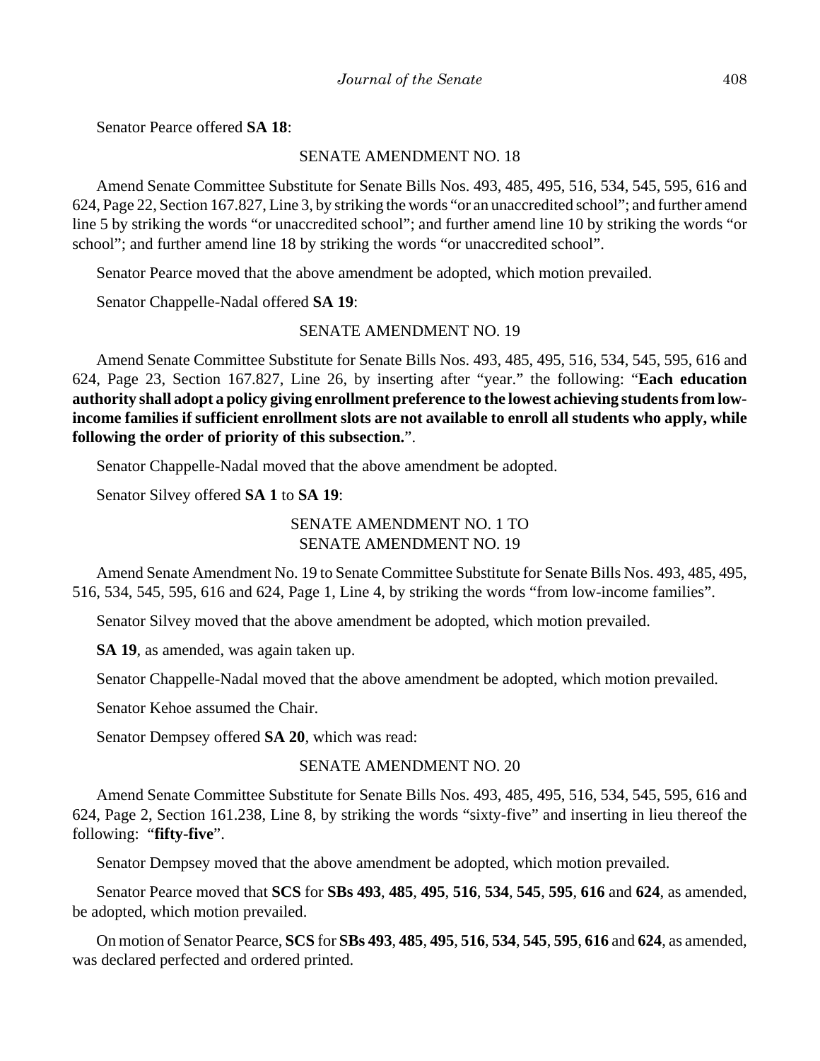Senator Pearce offered **SA 18**:

SENATE AMENDMENT NO. 18

Amend Senate Committee Substitute for Senate Bills Nos. 493, 485, 495, 516, 534, 545, 595, 616 and 624, Page 22, Section 167.827, Line 3, by striking the words "or an unaccredited school"; and further amend line 5 by striking the words "or unaccredited school"; and further amend line 10 by striking the words "or school"; and further amend line 18 by striking the words "or unaccredited school".

Senator Pearce moved that the above amendment be adopted, which motion prevailed.

Senator Chappelle-Nadal offered **SA 19**:

SENATE AMENDMENT NO. 19

Amend Senate Committee Substitute for Senate Bills Nos. 493, 485, 495, 516, 534, 545, 595, 616 and 624, Page 23, Section 167.827, Line 26, by inserting after "year." the following: "**Each education authority shall adopt a policy giving enrollment preference to the lowest achieving students from low-income families if sufficient enrollment slots are not available to enroll all students who apply, while following the order of priority of this subsection.**".

Senator Chappelle-Nadal moved that the above amendment be adopted.

Senator Silvey offered **SA 1** to **SA 19**:

SENATE AMENDMENT NO. 1 TO
SENATE AMENDMENT NO. 19

Amend Senate Amendment No. 19 to Senate Committee Substitute for Senate Bills Nos. 493, 485, 495, 516, 534, 545, 595, 616 and 624, Page 1, Line 4, by striking the words "from low-income families".

Senator Silvey moved that the above amendment be adopted, which motion prevailed.

**SA 19**, as amended, was again taken up.

Senator Chappelle-Nadal moved that the above amendment be adopted, which motion prevailed.

Senator Kehoe assumed the Chair.

Senator Dempsey offered **SA 20**, which was read:

SENATE AMENDMENT NO. 20

Amend Senate Committee Substitute for Senate Bills Nos. 493, 485, 495, 516, 534, 545, 595, 616 and 624, Page 2, Section 161.238, Line 8, by striking the words "sixty-five" and inserting in lieu thereof the following: "**fifty-five**".

Senator Dempsey moved that the above amendment be adopted, which motion prevailed.

Senator Pearce moved that **SCS** for **SBs 493**, **485**, **495**, **516**, **534**, **545**, **595**, **616** and **624**, as amended, be adopted, which motion prevailed.

On motion of Senator Pearce, **SCS** for **SBs 493**, **485**, **495**, **516**, **534**, **545**, **595**, **616** and **624**, as amended, was declared perfected and ordered printed.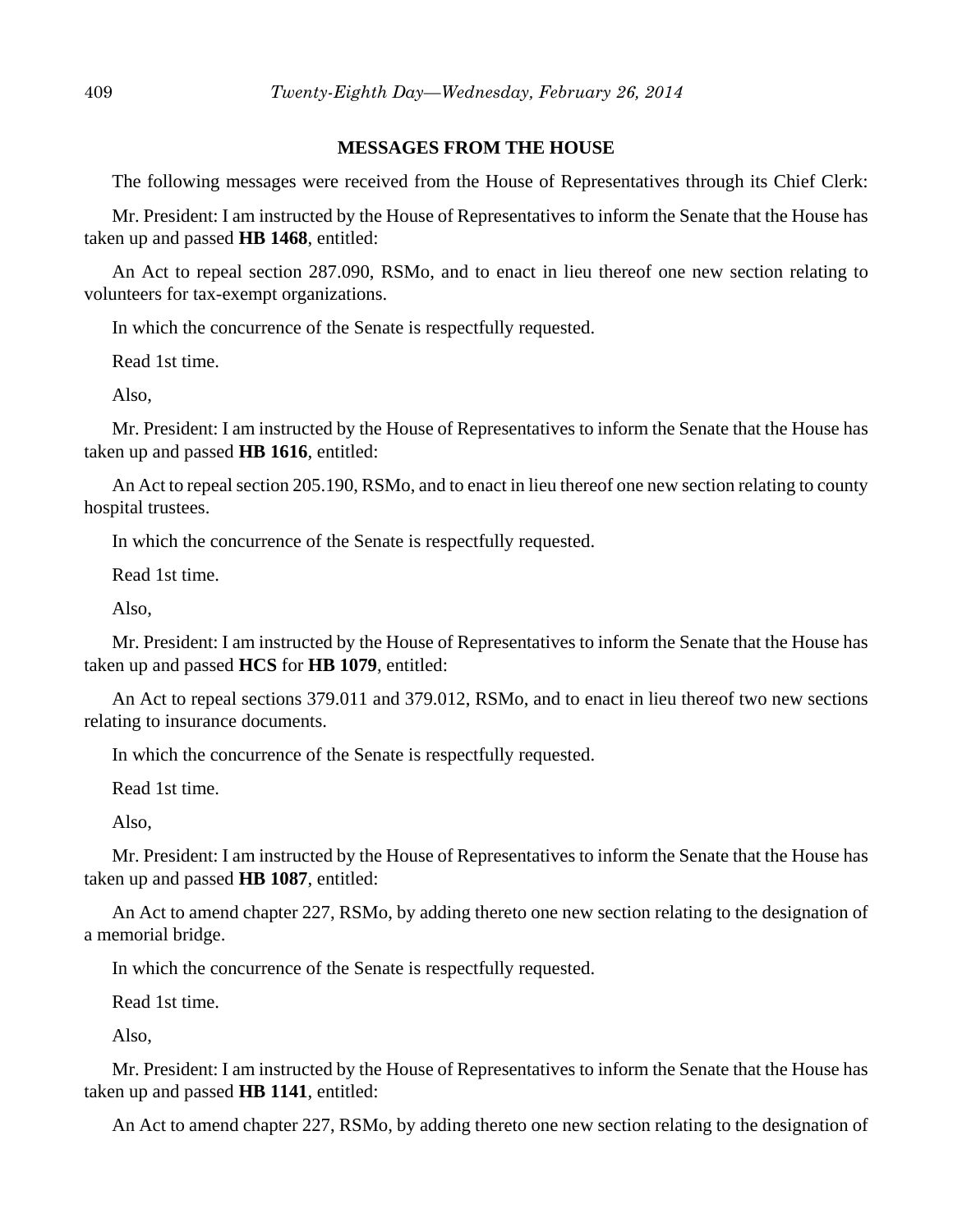## MESSAGES FROM THE HOUSE

The following messages were received from the House of Representatives through its Chief Clerk:

Mr. President: I am instructed by the House of Representatives to inform the Senate that the House has taken up and passed **HB 1468**, entitled:

An Act to repeal section 287.090, RSMo, and to enact in lieu thereof one new section relating to volunteers for tax-exempt organizations.

In which the concurrence of the Senate is respectfully requested.

Read 1st time.

Also,

Mr. President: I am instructed by the House of Representatives to inform the Senate that the House has taken up and passed **HB 1616**, entitled:

An Act to repeal section 205.190, RSMo, and to enact in lieu thereof one new section relating to county hospital trustees.

In which the concurrence of the Senate is respectfully requested.

Read 1st time.

Also,

Mr. President: I am instructed by the House of Representatives to inform the Senate that the House has taken up and passed **HCS** for **HB 1079**, entitled:

An Act to repeal sections 379.011 and 379.012, RSMo, and to enact in lieu thereof two new sections relating to insurance documents.

In which the concurrence of the Senate is respectfully requested.

Read 1st time.

Also,

Mr. President: I am instructed by the House of Representatives to inform the Senate that the House has taken up and passed **HB 1087**, entitled:

An Act to amend chapter 227, RSMo, by adding thereto one new section relating to the designation of a memorial bridge.

In which the concurrence of the Senate is respectfully requested.

Read 1st time.

Also,

Mr. President: I am instructed by the House of Representatives to inform the Senate that the House has taken up and passed **HB 1141**, entitled:

An Act to amend chapter 227, RSMo, by adding thereto one new section relating to the designation of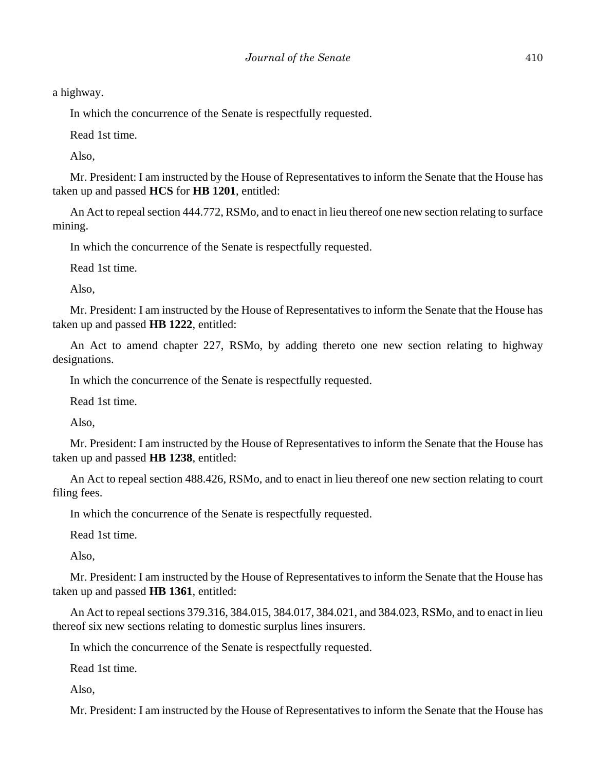a highway.

In which the concurrence of the Senate is respectfully requested.

Read 1st time.

Also,

Mr. President: I am instructed by the House of Representatives to inform the Senate that the House has taken up and passed **HCS** for **HB 1201**, entitled:

An Act to repeal section 444.772, RSMo, and to enact in lieu thereof one new section relating to surface mining.

In which the concurrence of the Senate is respectfully requested.

Read 1st time.

Also,

Mr. President: I am instructed by the House of Representatives to inform the Senate that the House has taken up and passed **HB 1222**, entitled:

An Act to amend chapter 227, RSMo, by adding thereto one new section relating to highway designations.

In which the concurrence of the Senate is respectfully requested.

Read 1st time.

Also,

Mr. President: I am instructed by the House of Representatives to inform the Senate that the House has taken up and passed **HB 1238**, entitled:

An Act to repeal section 488.426, RSMo, and to enact in lieu thereof one new section relating to court filing fees.

In which the concurrence of the Senate is respectfully requested.

Read 1st time.

Also,

Mr. President: I am instructed by the House of Representatives to inform the Senate that the House has taken up and passed **HB 1361**, entitled:

An Act to repeal sections 379.316, 384.015, 384.017, 384.021, and 384.023, RSMo, and to enact in lieu thereof six new sections relating to domestic surplus lines insurers.

In which the concurrence of the Senate is respectfully requested.

Read 1st time.

Also,

Mr. President: I am instructed by the House of Representatives to inform the Senate that the House has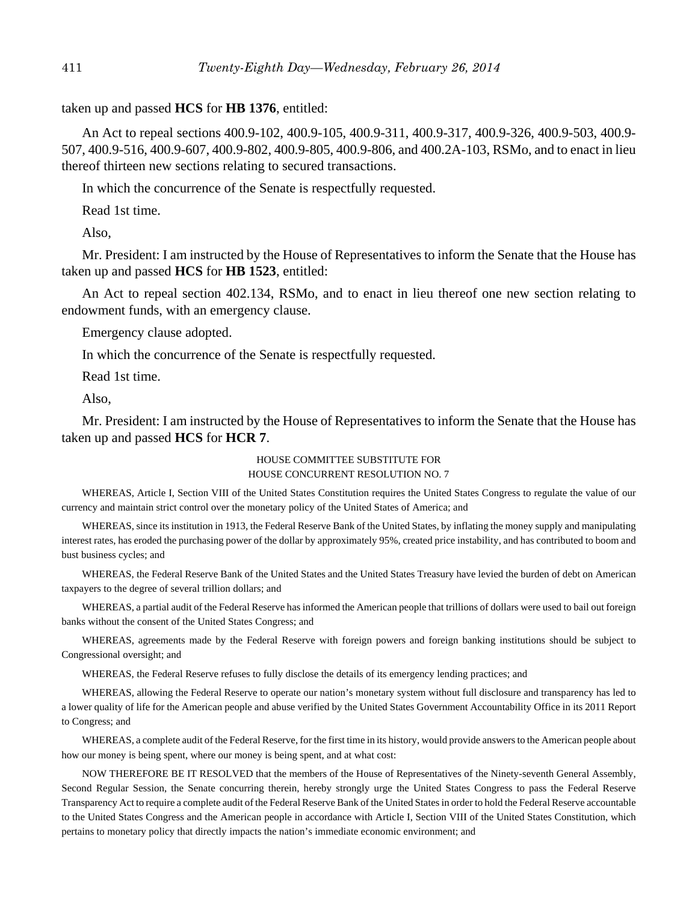taken up and passed **HCS** for **HB 1376**, entitled:

An Act to repeal sections 400.9-102, 400.9-105, 400.9-311, 400.9-317, 400.9-326, 400.9-503, 400.9-507, 400.9-516, 400.9-607, 400.9-802, 400.9-805, 400.9-806, and 400.2A-103, RSMo, and to enact in lieu thereof thirteen new sections relating to secured transactions.

In which the concurrence of the Senate is respectfully requested.

Read 1st time.

Also,

Mr. President: I am instructed by the House of Representatives to inform the Senate that the House has taken up and passed **HCS** for **HB 1523**, entitled:

An Act to repeal section 402.134, RSMo, and to enact in lieu thereof one new section relating to endowment funds, with an emergency clause.

Emergency clause adopted.

In which the concurrence of the Senate is respectfully requested.

Read 1st time.

Also,

Mr. President: I am instructed by the House of Representatives to inform the Senate that the House has taken up and passed **HCS** for **HCR 7**.

HOUSE COMMITTEE SUBSTITUTE FOR
HOUSE CONCURRENT RESOLUTION NO. 7

WHEREAS, Article I, Section VIII of the United States Constitution requires the United States Congress to regulate the value of our currency and maintain strict control over the monetary policy of the United States of America; and

WHEREAS, since its institution in 1913, the Federal Reserve Bank of the United States, by inflating the money supply and manipulating interest rates, has eroded the purchasing power of the dollar by approximately 95%, created price instability, and has contributed to boom and bust business cycles; and

WHEREAS, the Federal Reserve Bank of the United States and the United States Treasury have levied the burden of debt on American taxpayers to the degree of several trillion dollars; and

WHEREAS, a partial audit of the Federal Reserve has informed the American people that trillions of dollars were used to bail out foreign banks without the consent of the United States Congress; and

WHEREAS, agreements made by the Federal Reserve with foreign powers and foreign banking institutions should be subject to Congressional oversight; and

WHEREAS, the Federal Reserve refuses to fully disclose the details of its emergency lending practices; and

WHEREAS, allowing the Federal Reserve to operate our nation's monetary system without full disclosure and transparency has led to a lower quality of life for the American people and abuse verified by the United States Government Accountability Office in its 2011 Report to Congress; and

WHEREAS, a complete audit of the Federal Reserve, for the first time in its history, would provide answers to the American people about how our money is being spent, where our money is being spent, and at what cost:

NOW THEREFORE BE IT RESOLVED that the members of the House of Representatives of the Ninety-seventh General Assembly, Second Regular Session, the Senate concurring therein, hereby strongly urge the United States Congress to pass the Federal Reserve Transparency Act to require a complete audit of the Federal Reserve Bank of the United States in order to hold the Federal Reserve accountable to the United States Congress and the American people in accordance with Article I, Section VIII of the United States Constitution, which pertains to monetary policy that directly impacts the nation's immediate economic environment; and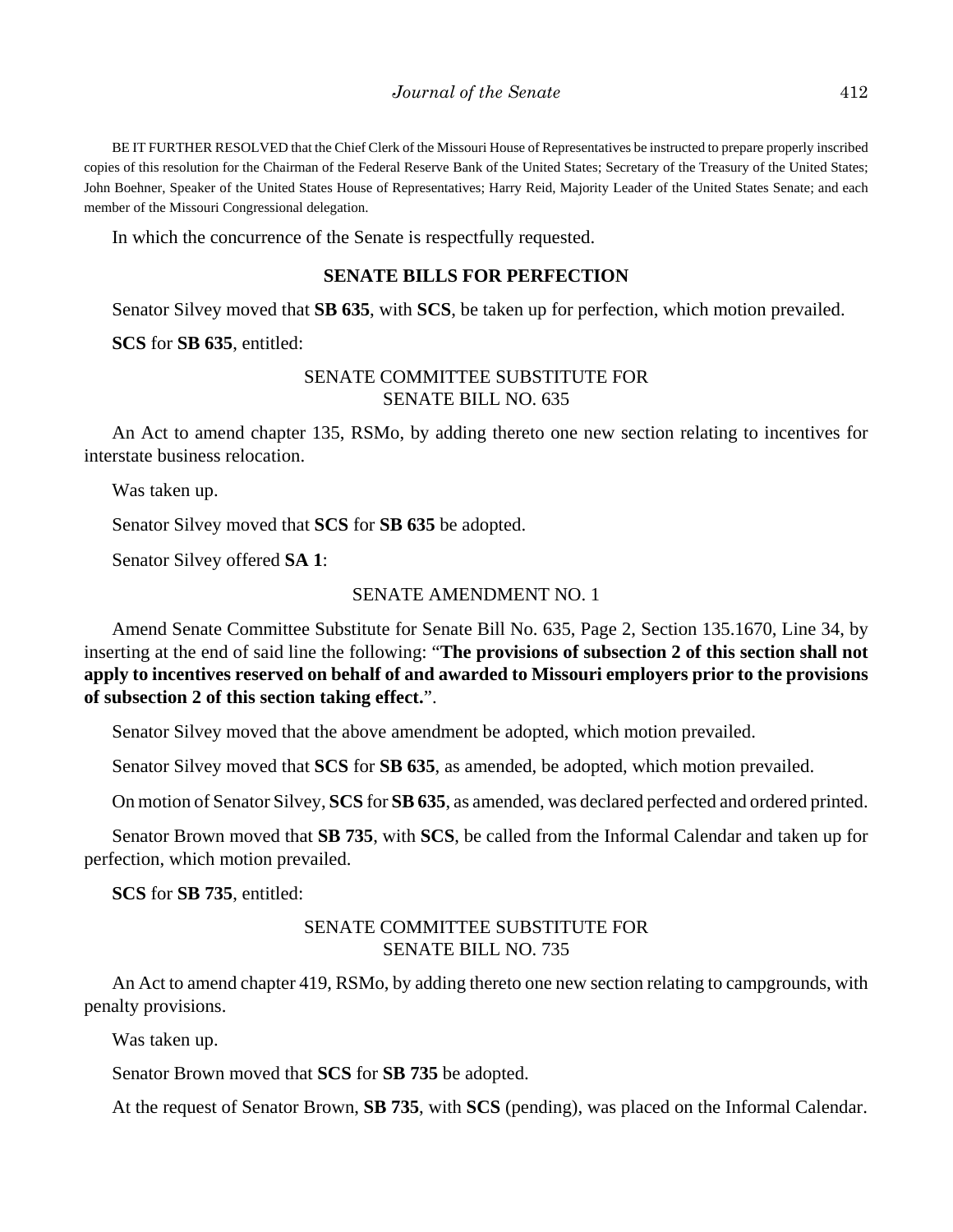BE IT FURTHER RESOLVED that the Chief Clerk of the Missouri House of Representatives be instructed to prepare properly inscribed copies of this resolution for the Chairman of the Federal Reserve Bank of the United States; Secretary of the Treasury of the United States; John Boehner, Speaker of the United States House of Representatives; Harry Reid, Majority Leader of the United States Senate; and each member of the Missouri Congressional delegation.

In which the concurrence of the Senate is respectfully requested.

## SENATE BILLS FOR PERFECTION

Senator Silvey moved that **SB 635**, with **SCS**, be taken up for perfection, which motion prevailed.

**SCS** for **SB 635**, entitled:

SENATE COMMITTEE SUBSTITUTE FOR
SENATE BILL NO. 635

An Act to amend chapter 135, RSMo, by adding thereto one new section relating to incentives for interstate business relocation.

Was taken up.

Senator Silvey moved that **SCS** for **SB 635** be adopted.

Senator Silvey offered **SA 1**:

SENATE AMENDMENT NO. 1

Amend Senate Committee Substitute for Senate Bill No. 635, Page 2, Section 135.1670, Line 34, by inserting at the end of said line the following: "**The provisions of subsection 2 of this section shall not apply to incentives reserved on behalf of and awarded to Missouri employers prior to the provisions of subsection 2 of this section taking effect.**".

Senator Silvey moved that the above amendment be adopted, which motion prevailed.

Senator Silvey moved that **SCS** for **SB 635**, as amended, be adopted, which motion prevailed.

On motion of Senator Silvey, **SCS** for **SB 635**, as amended, was declared perfected and ordered printed.

Senator Brown moved that **SB 735**, with **SCS**, be called from the Informal Calendar and taken up for perfection, which motion prevailed.

**SCS** for **SB 735**, entitled:

SENATE COMMITTEE SUBSTITUTE FOR
SENATE BILL NO. 735

An Act to amend chapter 419, RSMo, by adding thereto one new section relating to campgrounds, with penalty provisions.

Was taken up.

Senator Brown moved that **SCS** for **SB 735** be adopted.

At the request of Senator Brown, **SB 735**, with **SCS** (pending), was placed on the Informal Calendar.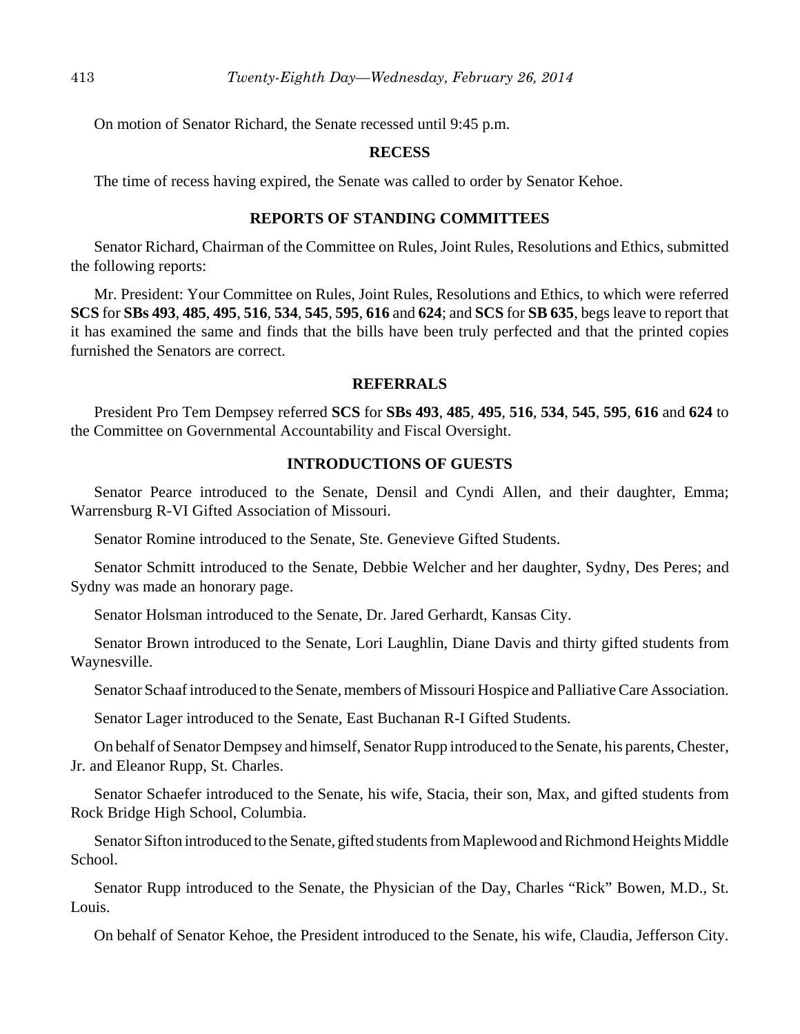On motion of Senator Richard, the Senate recessed until 9:45 p.m.

## RECESS

The time of recess having expired, the Senate was called to order by Senator Kehoe.

## REPORTS OF STANDING COMMITTEES

Senator Richard, Chairman of the Committee on Rules, Joint Rules, Resolutions and Ethics, submitted the following reports:

Mr. President: Your Committee on Rules, Joint Rules, Resolutions and Ethics, to which were referred **SCS** for **SBs 493**, **485**, **495**, **516**, **534**, **545**, **595**, **616** and **624**; and **SCS** for **SB 635**, begs leave to report that it has examined the same and finds that the bills have been truly perfected and that the printed copies furnished the Senators are correct.

## REFERRALS

President Pro Tem Dempsey referred **SCS** for **SBs 493**, **485**, **495**, **516**, **534**, **545**, **595**, **616** and **624** to the Committee on Governmental Accountability and Fiscal Oversight.

## INTRODUCTIONS OF GUESTS

Senator Pearce introduced to the Senate, Densil and Cyndi Allen, and their daughter, Emma; Warrensburg R-VI Gifted Association of Missouri.

Senator Romine introduced to the Senate, Ste. Genevieve Gifted Students.

Senator Schmitt introduced to the Senate, Debbie Welcher and her daughter, Sydny, Des Peres; and Sydny was made an honorary page.

Senator Holsman introduced to the Senate, Dr. Jared Gerhardt, Kansas City.

Senator Brown introduced to the Senate, Lori Laughlin, Diane Davis and thirty gifted students from Waynesville.

Senator Schaaf introduced to the Senate, members of Missouri Hospice and Palliative Care Association.

Senator Lager introduced to the Senate, East Buchanan R-I Gifted Students.

On behalf of Senator Dempsey and himself, Senator Rupp introduced to the Senate, his parents, Chester, Jr. and Eleanor Rupp, St. Charles.

Senator Schaefer introduced to the Senate, his wife, Stacia, their son, Max, and gifted students from Rock Bridge High School, Columbia.

Senator Sifton introduced to the Senate, gifted students from Maplewood and Richmond Heights Middle School.

Senator Rupp introduced to the Senate, the Physician of the Day, Charles "Rick" Bowen, M.D., St. Louis.

On behalf of Senator Kehoe, the President introduced to the Senate, his wife, Claudia, Jefferson City.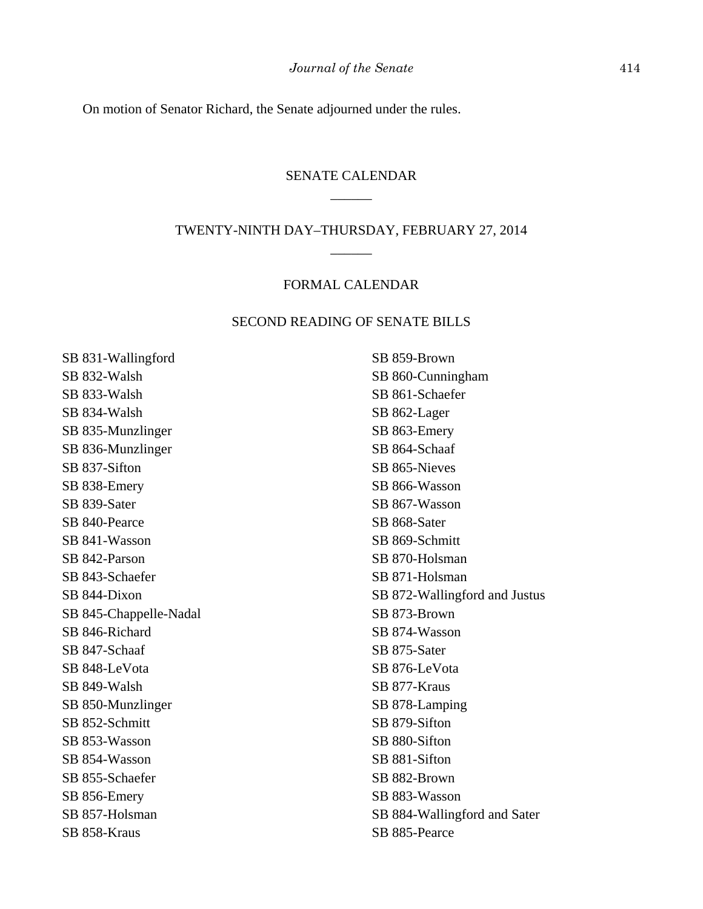On motion of Senator Richard, the Senate adjourned under the rules.

## SENATE CALENDAR

______

## TWENTY-NINTH DAY–THURSDAY, FEBRUARY 27, 2014

______

### FORMAL CALENDAR

### SECOND READING OF SENATE BILLS

SB 831-Wallingford
SB 832-Walsh
SB 833-Walsh
SB 834-Walsh
SB 835-Munzlinger
SB 836-Munzlinger
SB 837-Sifton
SB 838-Emery
SB 839-Sater
SB 840-Pearce
SB 841-Wasson
SB 842-Parson
SB 843-Schaefer
SB 844-Dixon
SB 845-Chappelle-Nadal
SB 846-Richard
SB 847-Schaaf
SB 848-LeVota
SB 849-Walsh
SB 850-Munzlinger
SB 852-Schmitt
SB 853-Wasson
SB 854-Wasson
SB 855-Schaefer
SB 856-Emery
SB 857-Holsman
SB 858-Kraus
SB 859-Brown
SB 860-Cunningham
SB 861-Schaefer
SB 862-Lager
SB 863-Emery
SB 864-Schaaf
SB 865-Nieves
SB 866-Wasson
SB 867-Wasson
SB 868-Sater
SB 869-Schmitt
SB 870-Holsman
SB 871-Holsman
SB 872-Wallingford and Justus
SB 873-Brown
SB 874-Wasson
SB 875-Sater
SB 876-LeVota
SB 877-Kraus
SB 878-Lamping
SB 879-Sifton
SB 880-Sifton
SB 881-Sifton
SB 882-Brown
SB 883-Wasson
SB 884-Wallingford and Sater
SB 885-Pearce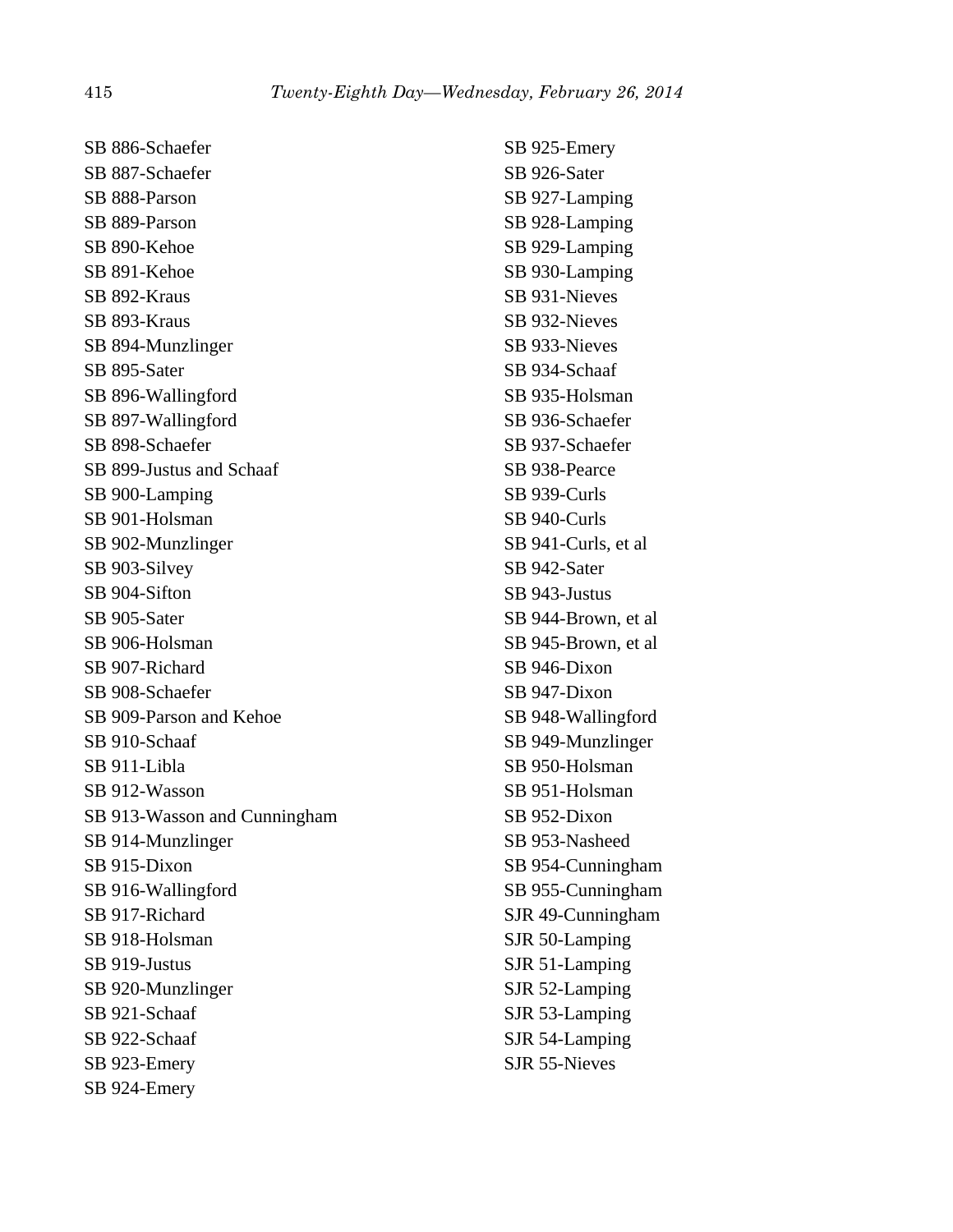SB 886-Schaefer
SB 887-Schaefer
SB 888-Parson
SB 889-Parson
SB 890-Kehoe
SB 891-Kehoe
SB 892-Kraus
SB 893-Kraus
SB 894-Munzlinger
SB 895-Sater
SB 896-Wallingford
SB 897-Wallingford
SB 898-Schaefer
SB 899-Justus and Schaaf
SB 900-Lamping
SB 901-Holsman
SB 902-Munzlinger
SB 903-Silvey
SB 904-Sifton
SB 905-Sater
SB 906-Holsman
SB 907-Richard
SB 908-Schaefer
SB 909-Parson and Kehoe
SB 910-Schaaf
SB 911-Libla
SB 912-Wasson
SB 913-Wasson and Cunningham
SB 914-Munzlinger
SB 915-Dixon
SB 916-Wallingford
SB 917-Richard
SB 918-Holsman
SB 919-Justus
SB 920-Munzlinger
SB 921-Schaaf
SB 922-Schaaf
SB 923-Emery
SB 924-Emery
SB 925-Emery
SB 926-Sater
SB 927-Lamping
SB 928-Lamping
SB 929-Lamping
SB 930-Lamping
SB 931-Nieves
SB 932-Nieves
SB 933-Nieves
SB 934-Schaaf
SB 935-Holsman
SB 936-Schaefer
SB 937-Schaefer
SB 938-Pearce
SB 939-Curls
SB 940-Curls
SB 941-Curls, et al
SB 942-Sater
SB 943-Justus
SB 944-Brown, et al
SB 945-Brown, et al
SB 946-Dixon
SB 947-Dixon
SB 948-Wallingford
SB 949-Munzlinger
SB 950-Holsman
SB 951-Holsman
SB 952-Dixon
SB 953-Nasheed
SB 954-Cunningham
SB 955-Cunningham
SJR 49-Cunningham
SJR 50-Lamping
SJR 51-Lamping
SJR 52-Lamping
SJR 53-Lamping
SJR 54-Lamping
SJR 55-Nieves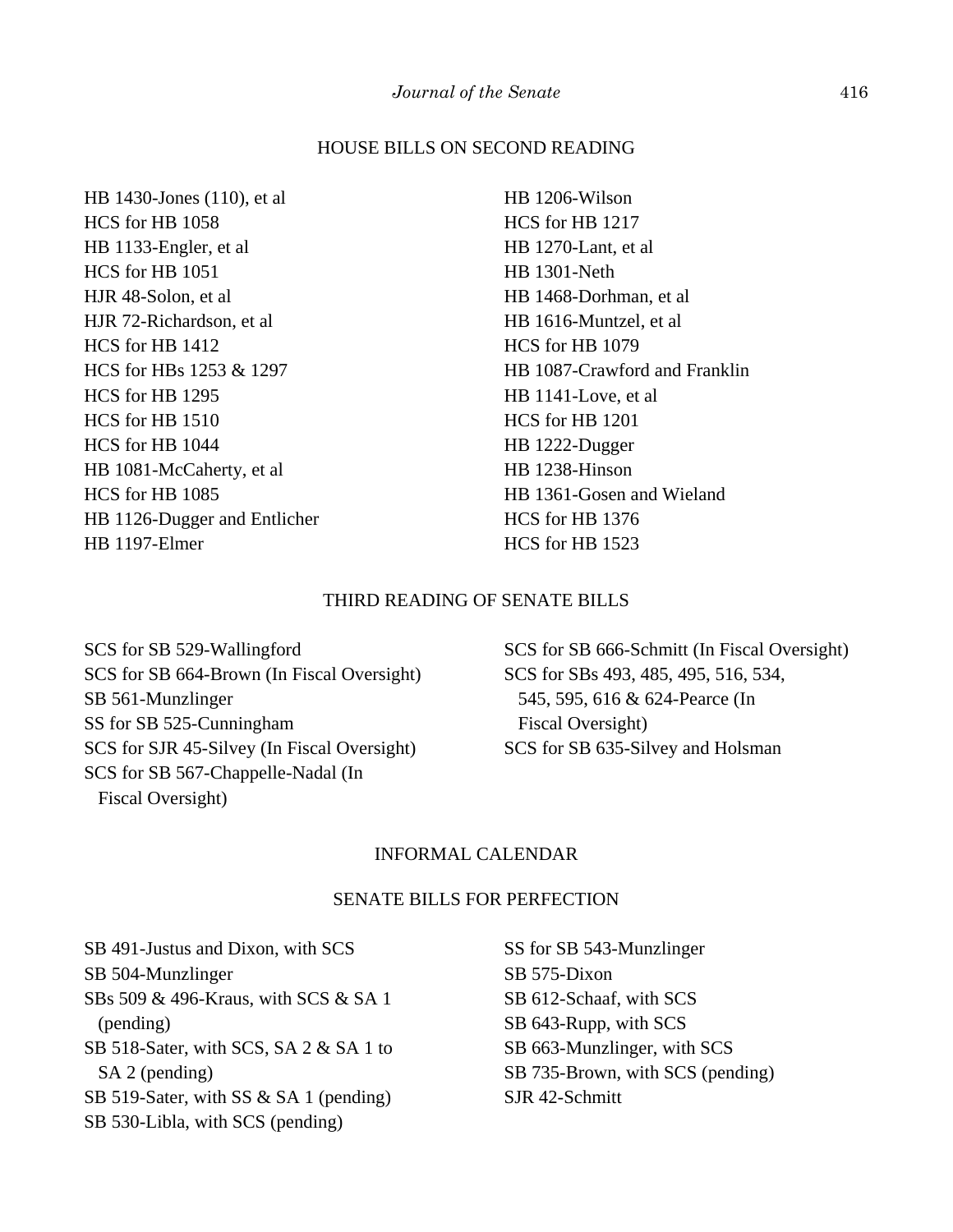## HOUSE BILLS ON SECOND READING

HB 1430-Jones (110), et al
HCS for HB 1058
HB 1133-Engler, et al
HCS for HB 1051
HJR 48-Solon, et al
HJR 72-Richardson, et al
HCS for HB 1412
HCS for HBs 1253 & 1297
HCS for HB 1295
HCS for HB 1510
HCS for HB 1044
HB 1081-McCaherty, et al
HCS for HB 1085
HB 1126-Dugger and Entlicher
HB 1197-Elmer
HB 1206-Wilson
HCS for HB 1217
HB 1270-Lant, et al
HB 1301-Neth
HB 1468-Dorhman, et al
HB 1616-Muntzel, et al
HCS for HB 1079
HB 1087-Crawford and Franklin
HB 1141-Love, et al
HCS for HB 1201
HB 1222-Dugger
HB 1238-Hinson
HB 1361-Gosen and Wieland
HCS for HB 1376
HCS for HB 1523

## THIRD READING OF SENATE BILLS

SCS for SB 529-Wallingford
SCS for SB 664-Brown (In Fiscal Oversight)
SB 561-Munzlinger
SS for SB 525-Cunningham
SCS for SJR 45-Silvey (In Fiscal Oversight)
SCS for SB 567-Chappelle-Nadal (In Fiscal Oversight)
SCS for SB 666-Schmitt (In Fiscal Oversight)
SCS for SBs 493, 485, 495, 516, 534, 545, 595, 616 & 624-Pearce (In Fiscal Oversight)
SCS for SB 635-Silvey and Holsman

## INFORMAL CALENDAR

### SENATE BILLS FOR PERFECTION

SB 491-Justus and Dixon, with SCS
SB 504-Munzlinger
SBs 509 & 496-Kraus, with SCS & SA 1 (pending)
SB 518-Sater, with SCS, SA 2 & SA 1 to SA 2 (pending)
SB 519-Sater, with SS & SA 1 (pending)
SB 530-Libla, with SCS (pending)
SS for SB 543-Munzlinger
SB 575-Dixon
SB 612-Schaaf, with SCS
SB 643-Rupp, with SCS
SB 663-Munzlinger, with SCS
SB 735-Brown, with SCS (pending)
SJR 42-Schmitt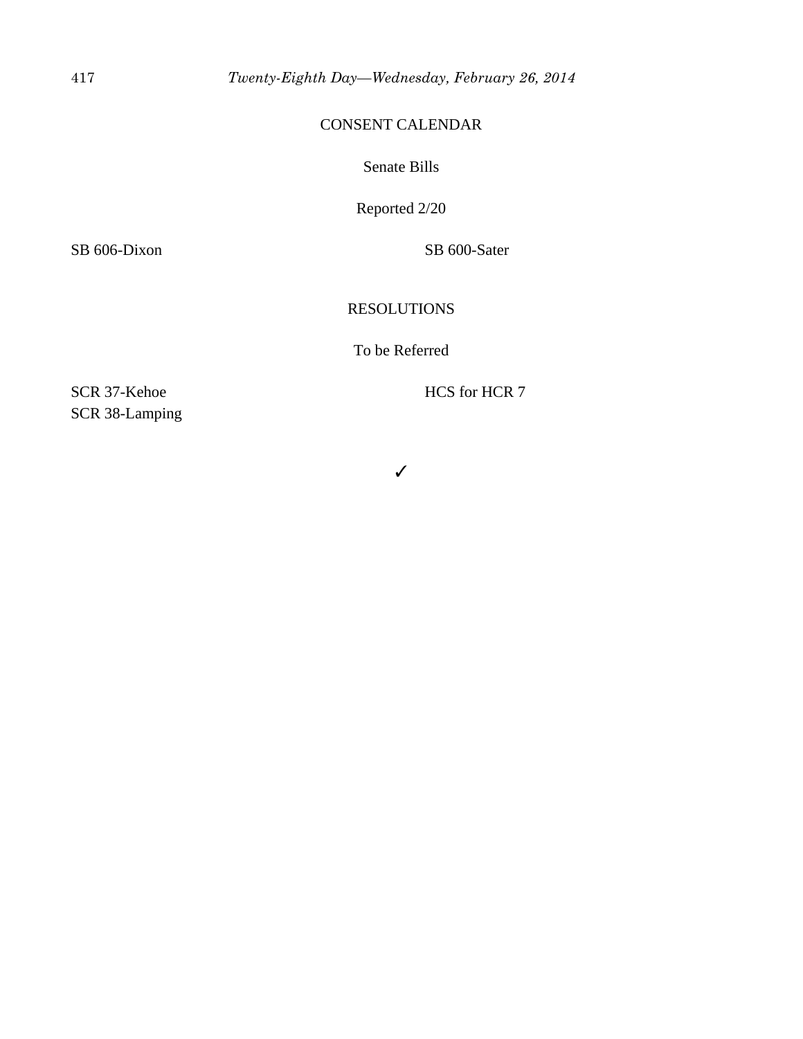## CONSENT CALENDAR

### Senate Bills

#### Reported 2/20

SB 606-Dixon

SB 600-Sater

## RESOLUTIONS

### To be Referred

SCR 37-Kehoe

SCR 38-Lamping

HCS for HCR 7

✓